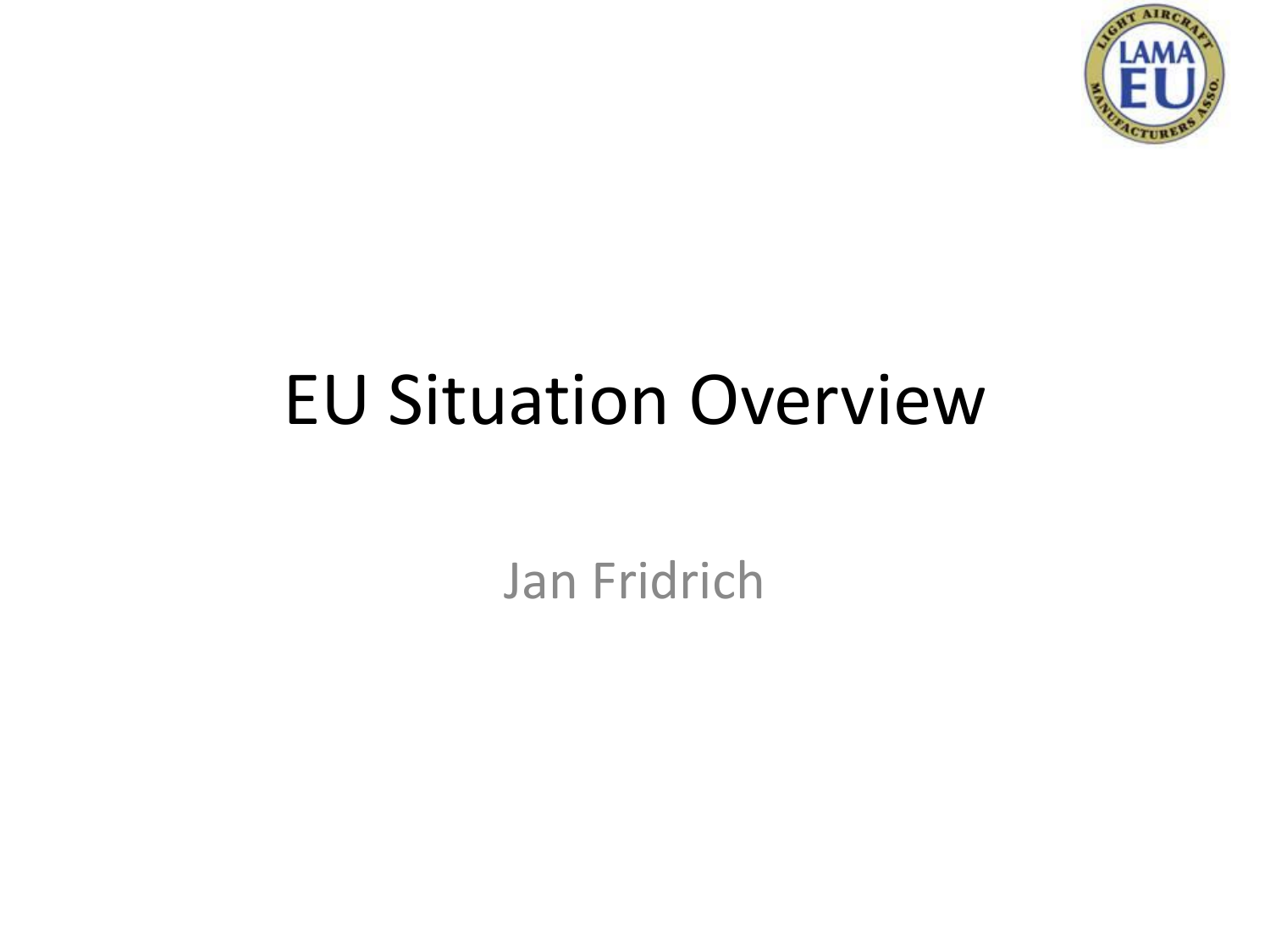# EU Situation Overview

Jan Fridrich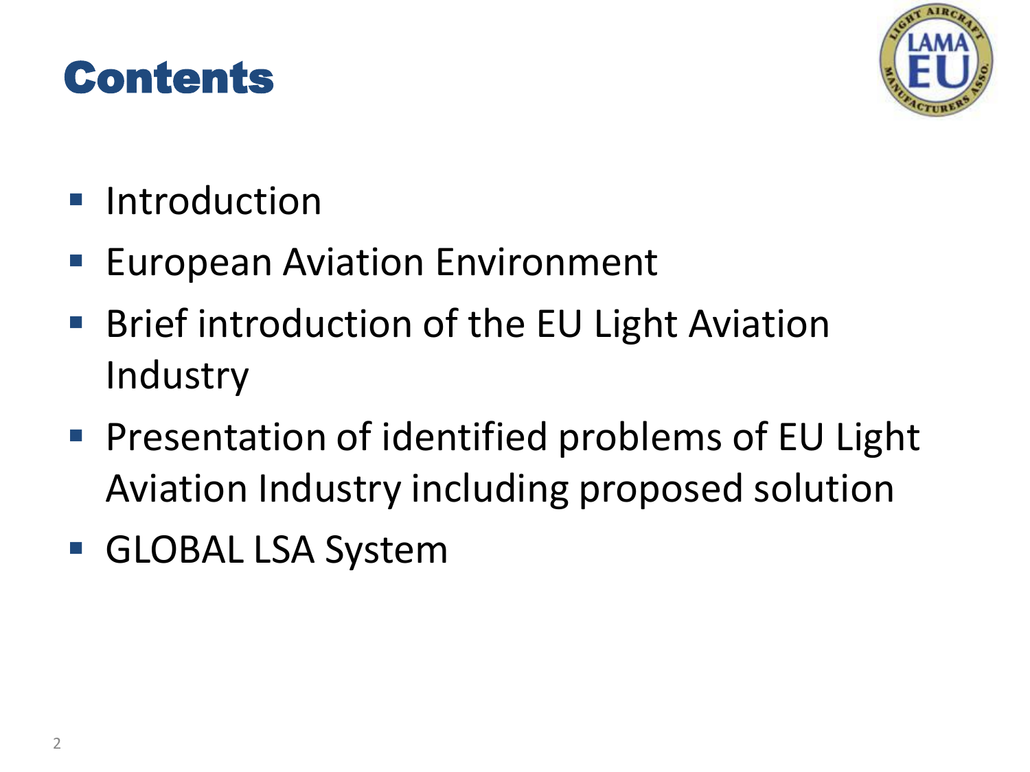# Contents

- Introduction
- European Aviation Environment
- Brief introduction of the EU Light Aviation Industry
- Presentation of identified problems of EU Light Aviation Industry including proposed solution
- GLOBAL LSA System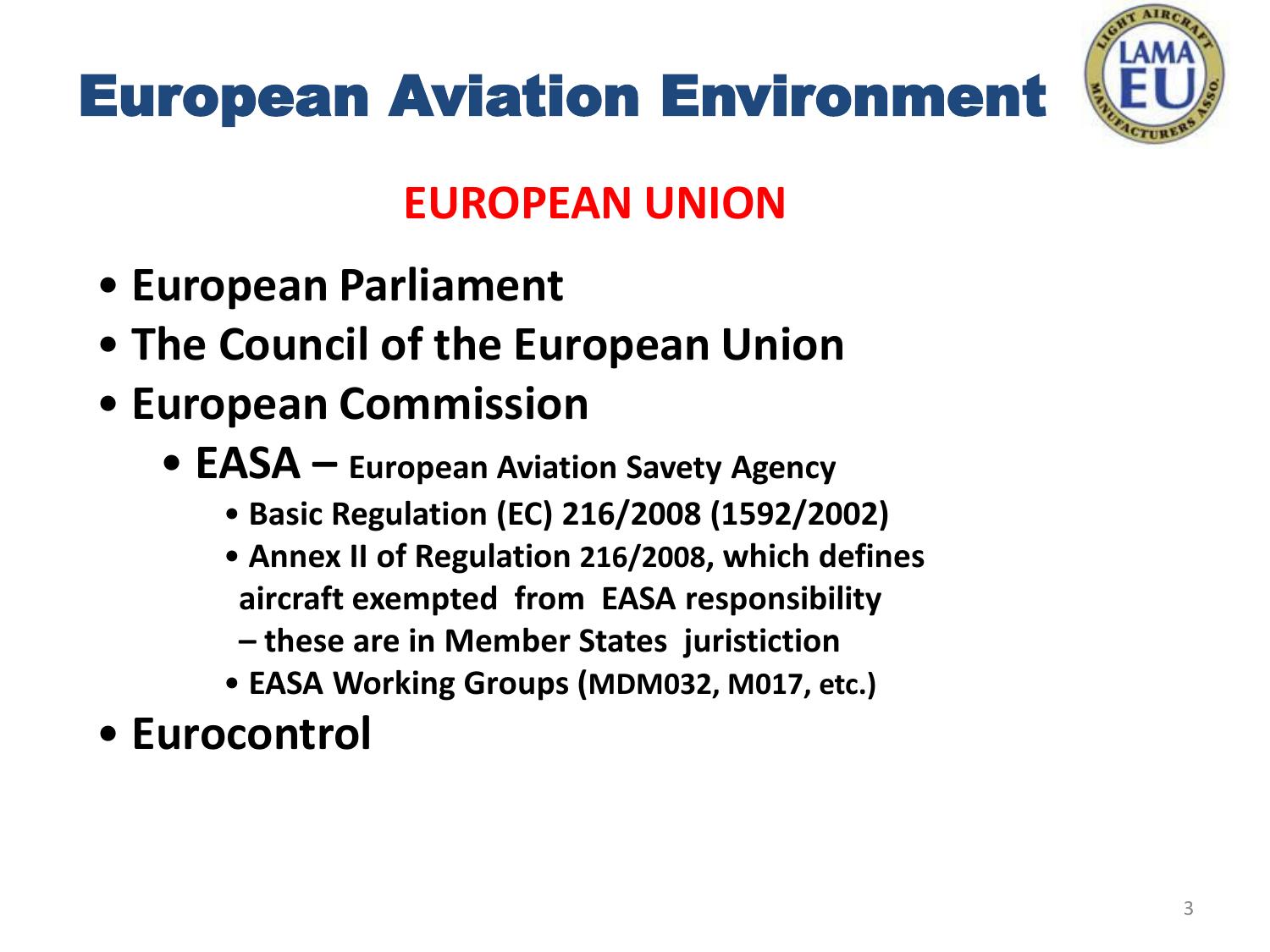# European Aviation Environment

## EUROPEAN UNION

- **European Parliament**
- **The Council of the European Union**
- **European Commission**
  - **EASA – European Aviation Savety Agency**
    - **Basic Regulation (EC) 216/2008 (1592/2002)**
    - **Annex II of Regulation 216/2008, which defines aircraft exempted from EASA responsibility – these are in Member States juristiction**
    - **EASA Working Groups (MDM032, M017, etc.)**
- **Eurocontrol**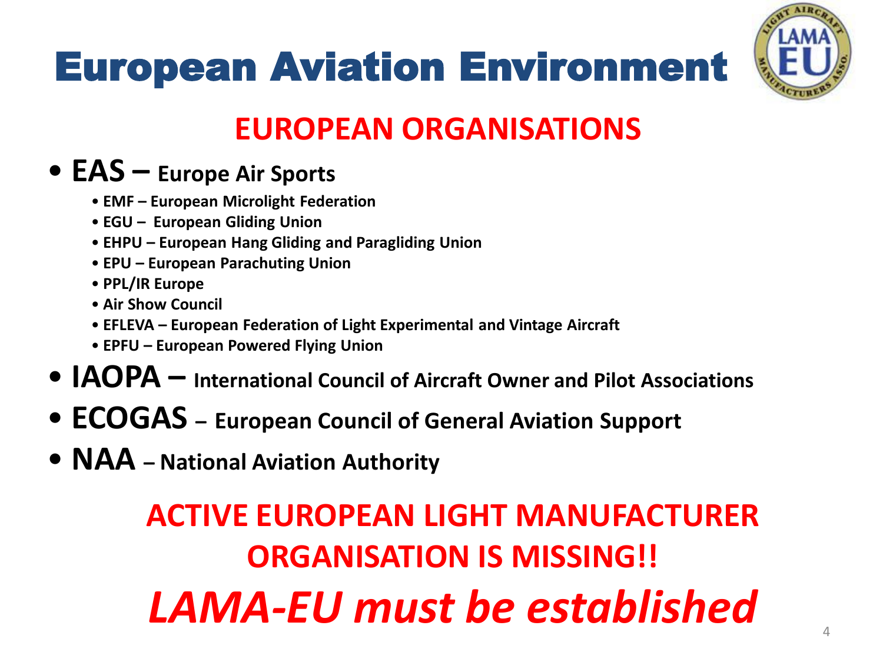# European Aviation Environment

## EUROPEAN ORGANISATIONS

- **EAS – Europe Air Sports**
  - **EMF – European Microlight Federation**
  - **EGU – European Gliding Union**
  - **EHPU – European Hang Gliding and Paragliding Union**
  - **EPU – European Parachuting Union**
  - **PPL/IR Europe**
  - **Air Show Council**
  - **EFLEVA – European Federation of Light Experimental and Vintage Aircraft**
  - **EPFU – European Powered Flying Union**
- **IAOPA – International Council of Aircraft Owner and Pilot Associations**
- **ECOGAS – European Council of General Aviation Support**
- **NAA – National Aviation Authority**

**ACTIVE EUROPEAN LIGHT MANUFACTURER ORGANISATION IS MISSING!!**

***LAMA-EU must be established***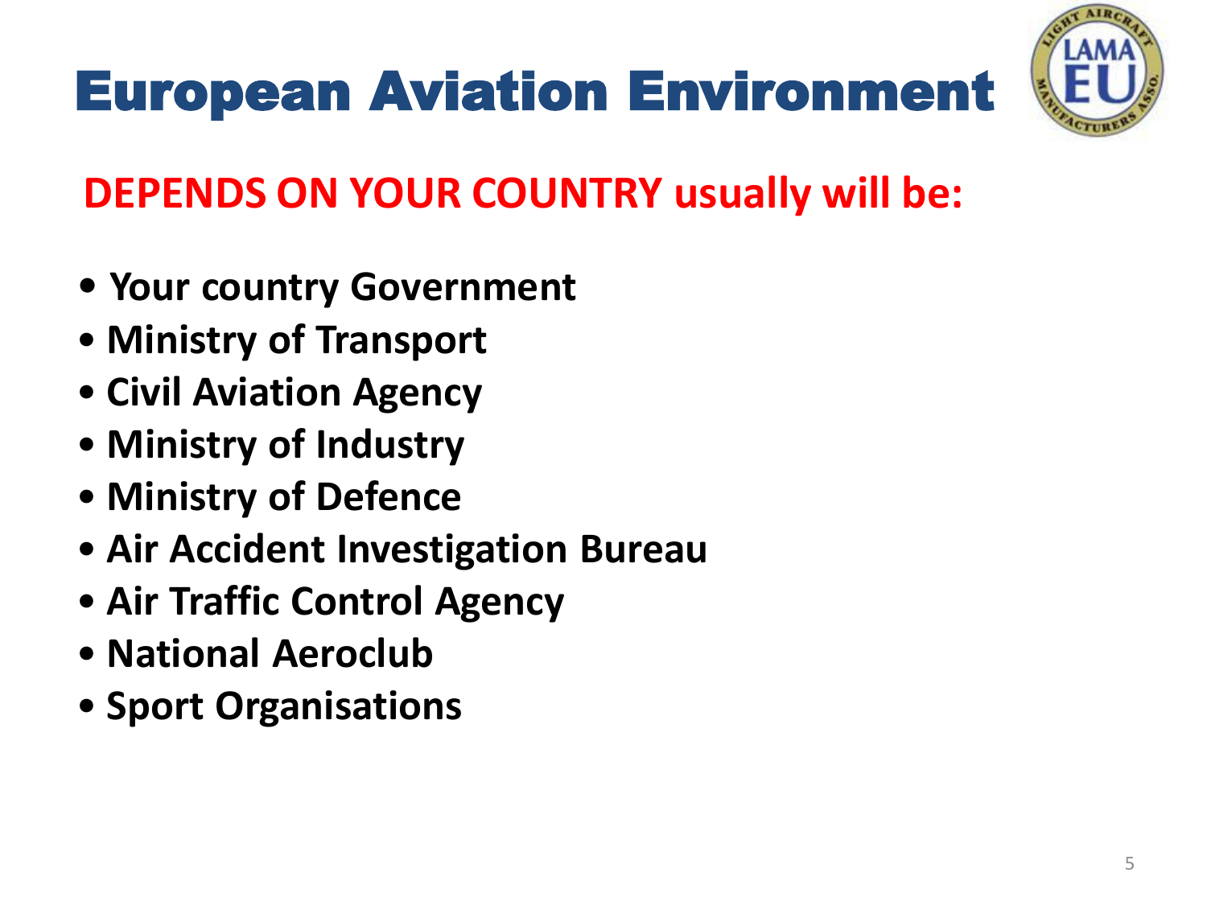# European Aviation Environment

**DEPENDS ON YOUR COUNTRY usually will be:**

- **Your country Government**
- **Ministry of Transport**
- **Civil Aviation Agency**
- **Ministry of Industry**
- **Ministry of Defence**
- **Air Accident Investigation Bureau**
- **Air Traffic Control Agency**
- **National Aeroclub**
- **Sport Organisations**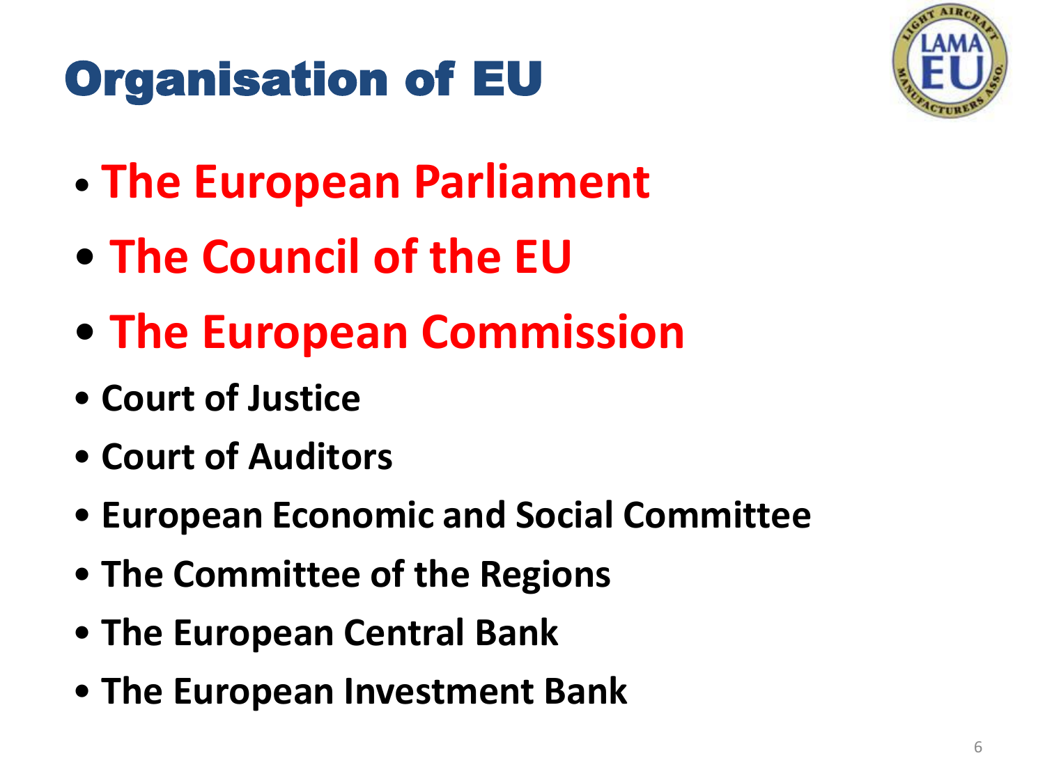# Organisation of EU

- **The European Parliament**
- **The Council of the EU**
- **The European Commission**
- **Court of Justice**
- **Court of Auditors**
- **European Economic and Social Committee**
- **The Committee of the Regions**
- **The European Central Bank**
- **The European Investment Bank**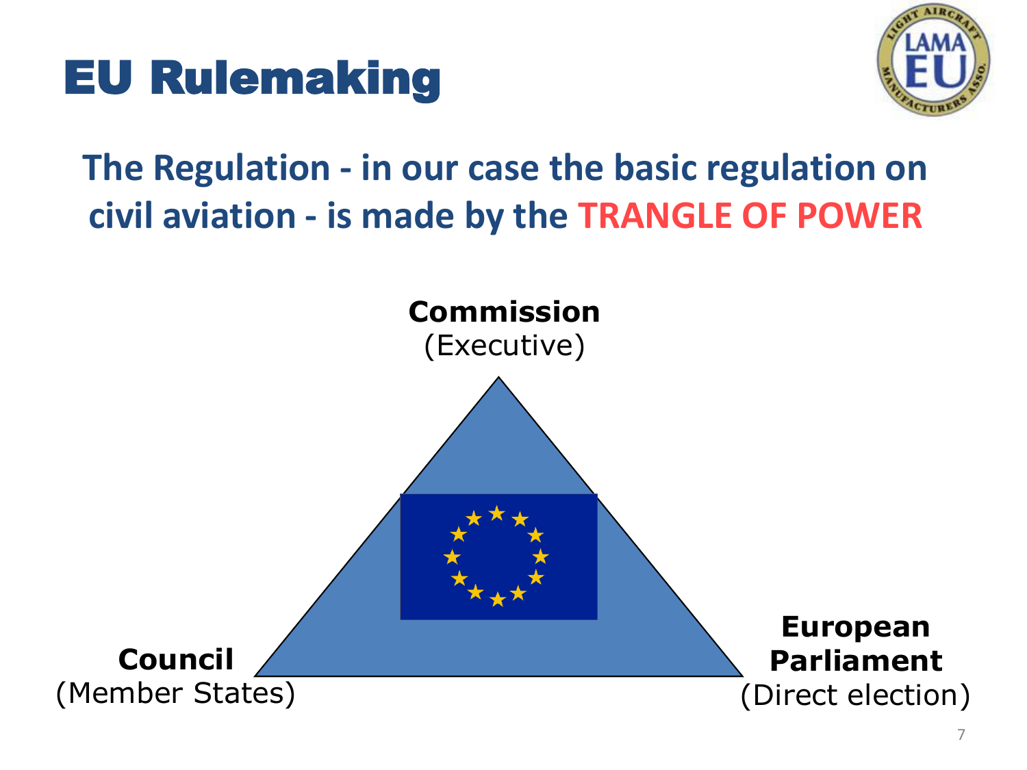# EU Rulemaking

**The Regulation - in our case the basic regulation on civil aviation - is made by the TRANGLE OF POWER**

**Commission**
(Executive)

**Council**
(Member States)

**European Parliament**
(Direct election)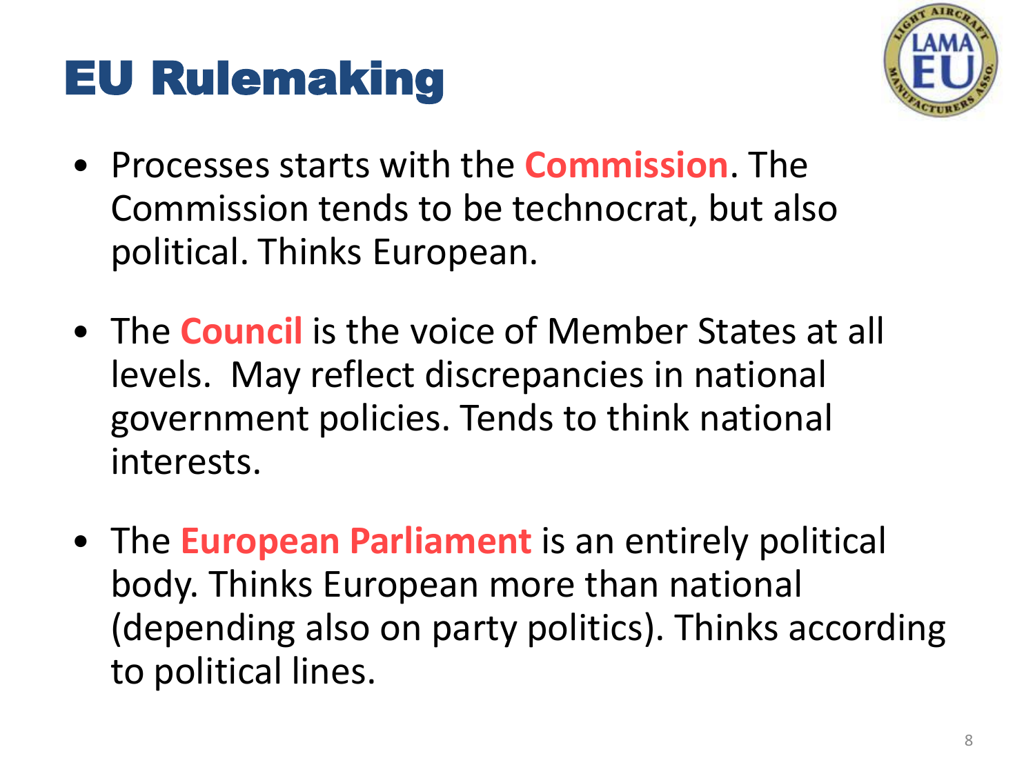# EU Rulemaking

- Processes starts with the **Commission**. The Commission tends to be technocrat, but also political. Thinks European.
- The **Council** is the voice of Member States at all levels. May reflect discrepancies in national government policies. Tends to think national interests.
- The **European Parliament** is an entirely political body. Thinks European more than national (depending also on party politics). Thinks according to political lines.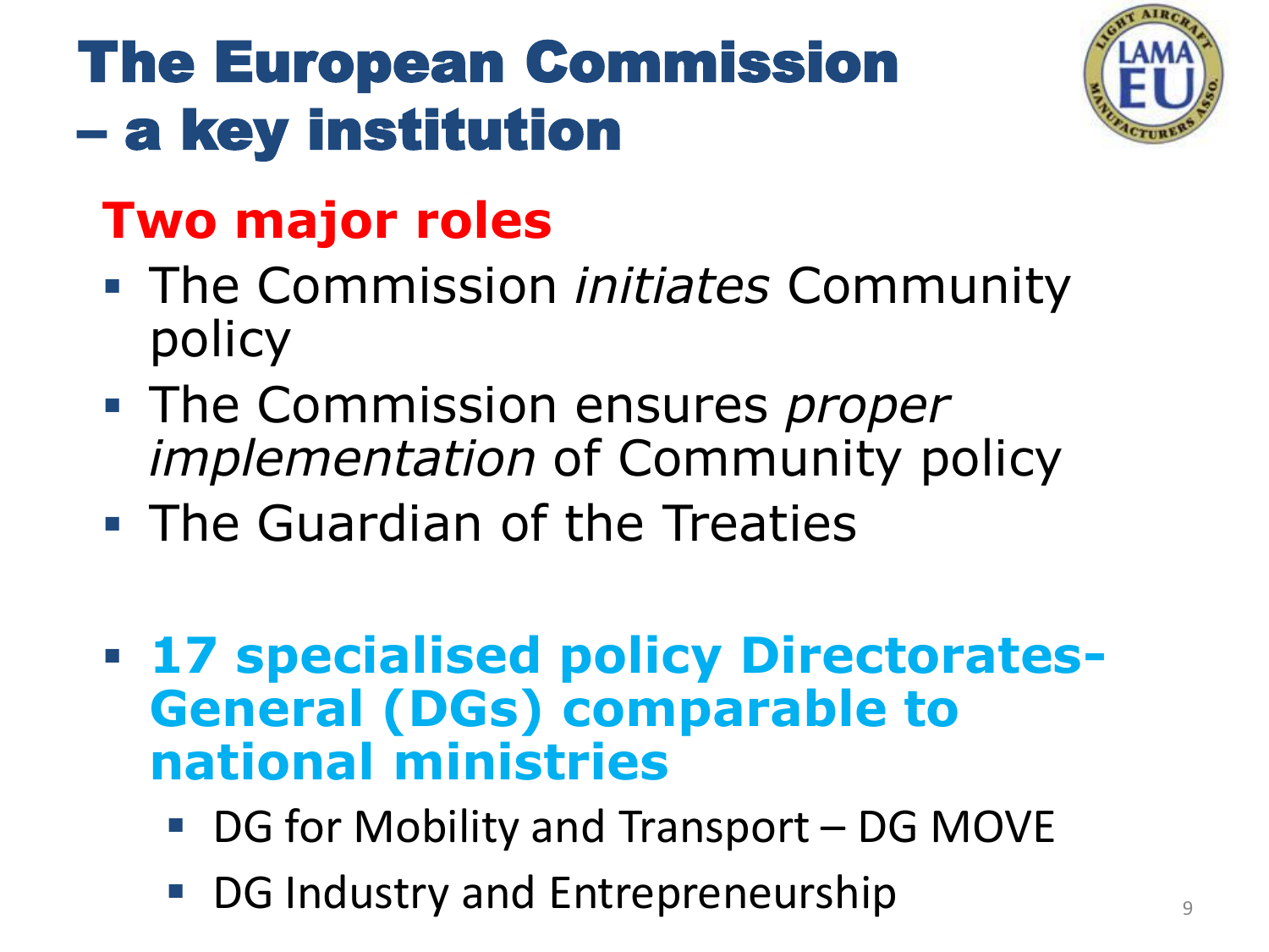# The European Commission – a key institution

## Two major roles

- The Commission *initiates* Community policy
- The Commission ensures *proper implementation* of Community policy
- The Guardian of the Treaties

- **17 specialised policy Directorates-General (DGs) comparable to national ministries**
  - DG for Mobility and Transport – DG MOVE
  - DG Industry and Entrepreneurship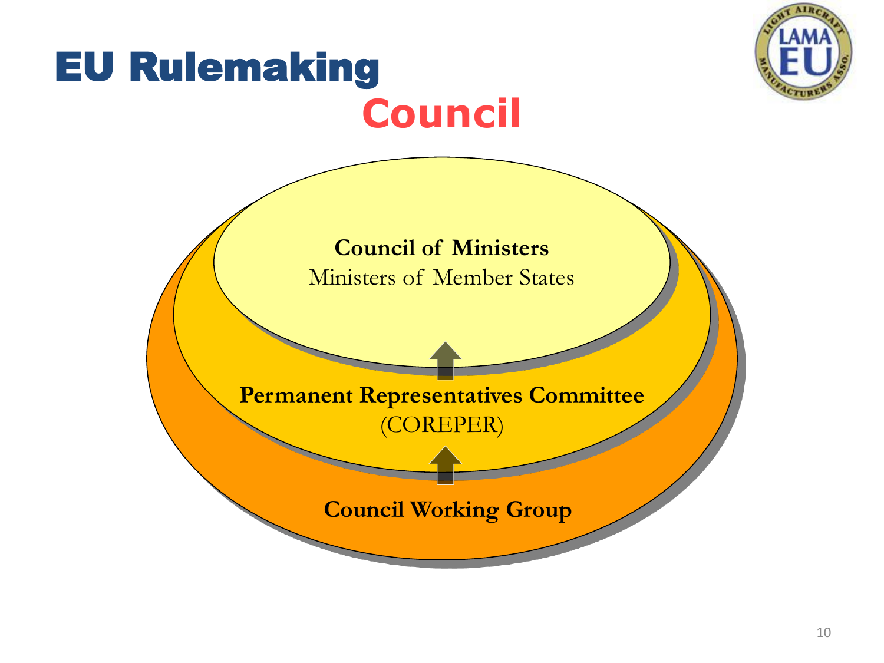# EU Rulemaking

## Council

**Council of Ministers**
Ministers of Member States

**Permanent Representatives Committee**
(COREPER)

**Council Working Group**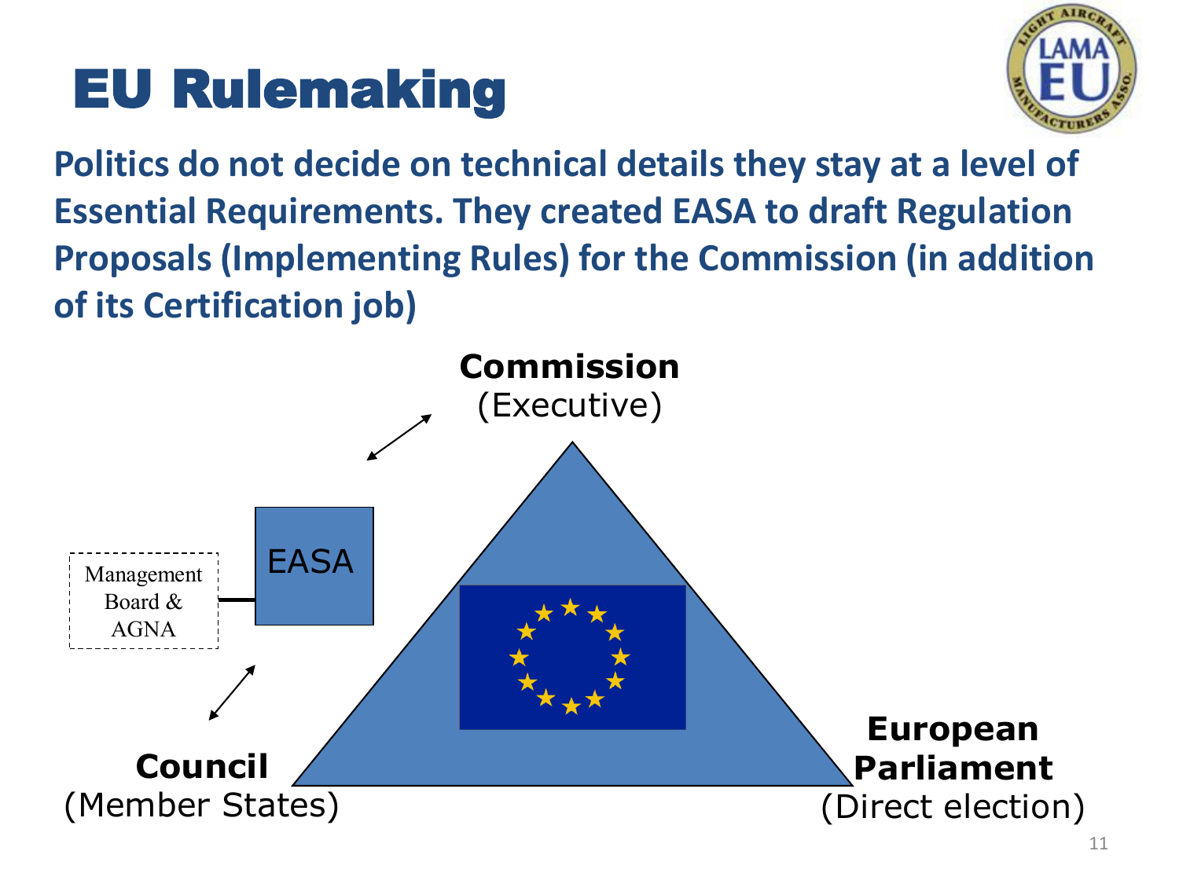# EU Rulemaking

**Politics do not decide on technical details they stay at a level of Essential Requirements. They created EASA to draft Regulation Proposals (Implementing Rules) for the Commission (in addition of its Certification job)**

**Commission**
(Executive)

Management Board & AGNA

EASA

**Council**
(Member States)

**European Parliament**
(Direct election)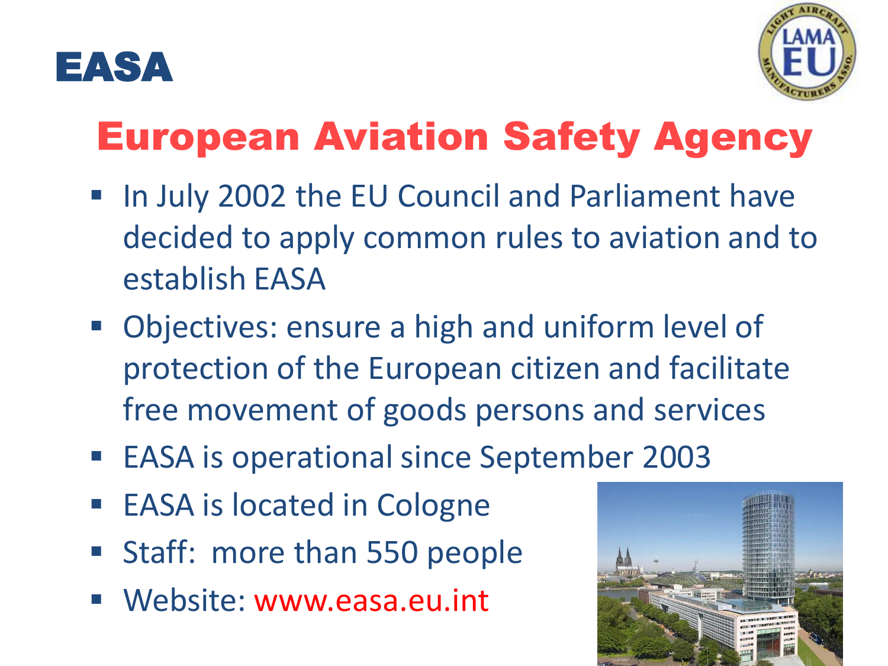EASA

# European Aviation Safety Agency

- In July 2002 the EU Council and Parliament have decided to apply common rules to aviation and to establish EASA
- Objectives: ensure a high and uniform level of protection of the European citizen and facilitate free movement of goods persons and services
- EASA is operational since September 2003
- EASA is located in Cologne
- Staff: more than 550 people
- Website: www.easa.eu.int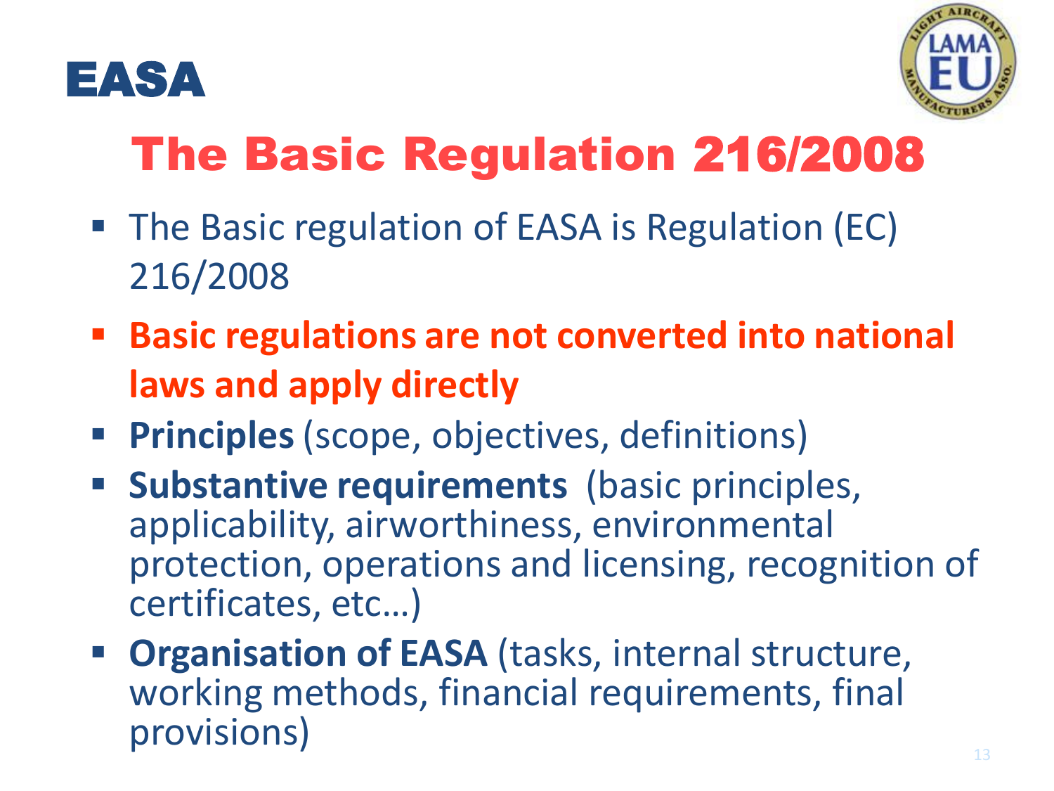EASA

# The Basic Regulation 216/2008

- The Basic regulation of EASA is Regulation (EC) 216/2008
- **Basic regulations are not converted into national laws and apply directly**
- **Principles** (scope, objectives, definitions)
- **Substantive requirements** (basic principles, applicability, airworthiness, environmental protection, operations and licensing, recognition of certificates, etc…)
- **Organisation of EASA** (tasks, internal structure, working methods, financial requirements, final provisions)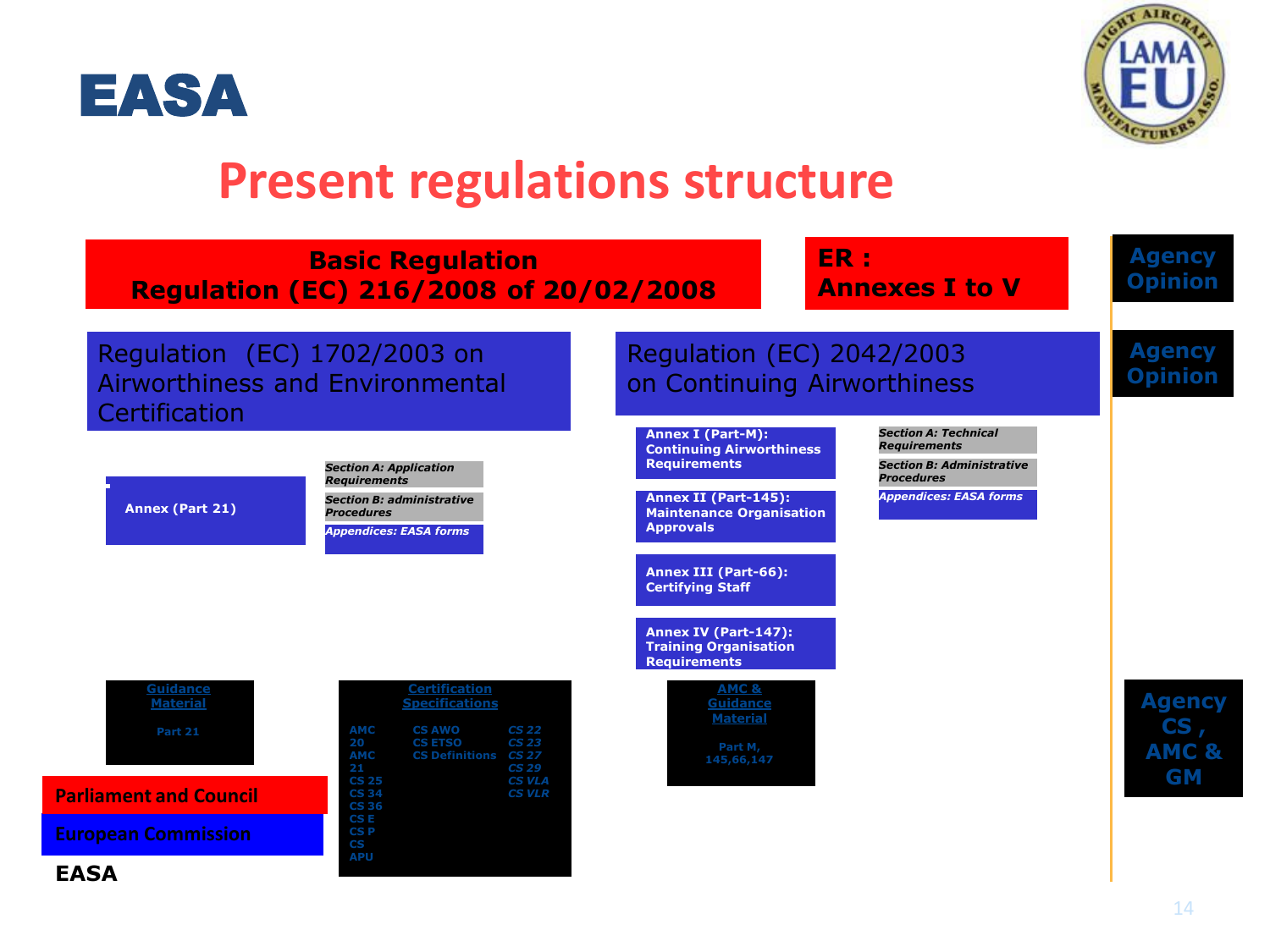EASA

# Present regulations structure

**Basic Regulation**
**Regulation (EC) 216/2008 of 20/02/2008**

**ER : Annexes I to V**

**Agency Opinion**

Regulation (EC) 1702/2003 on Airworthiness and Environmental Certification

Regulation (EC) 2042/2003 on Continuing Airworthiness

**Agency Opinion**

**Annex (Part 21)**

- *Section A: Application Requirements*
- *Section B: administrative Procedures*
- *Appendices: EASA forms*

**Annex I (Part-M): Continuing Airworthiness Requirements**

**Annex II (Part-145): Maintenance Organisation Approvals**

**Annex III (Part-66): Certifying Staff**

**Annex IV (Part-147): Training Organisation Requirements**

- *Section A: Technical Requirements*
- *Section B: Administrative Procedures*
- *Appendices: EASA forms*

**Guidance Material**
Part 21

**Certification Specifications**
AMC 20, AMC 21, CS 25, CS 34, CS 36, CS E, CS P, CS APU
CS AWO, CS ETSO, CS Definitions
*CS 22, CS 23, CS 27, CS 29, CS VLA, CS VLR*

**AMC & Guidance Material**
Part M, 145,66,147

**Agency CS , AMC & GM**

Parliament and Council

European Commission

EASA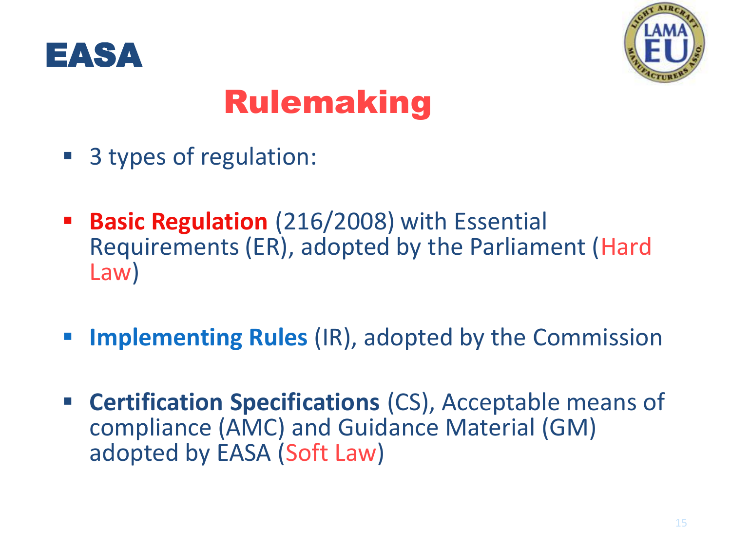EASA

# Rulemaking

- 3 types of regulation:

- **Basic Regulation** (216/2008) with Essential Requirements (ER), adopted by the Parliament (Hard Law)

- **Implementing Rules** (IR), adopted by the Commission

- **Certification Specifications** (CS), Acceptable means of compliance (AMC) and Guidance Material (GM) adopted by EASA (Soft Law)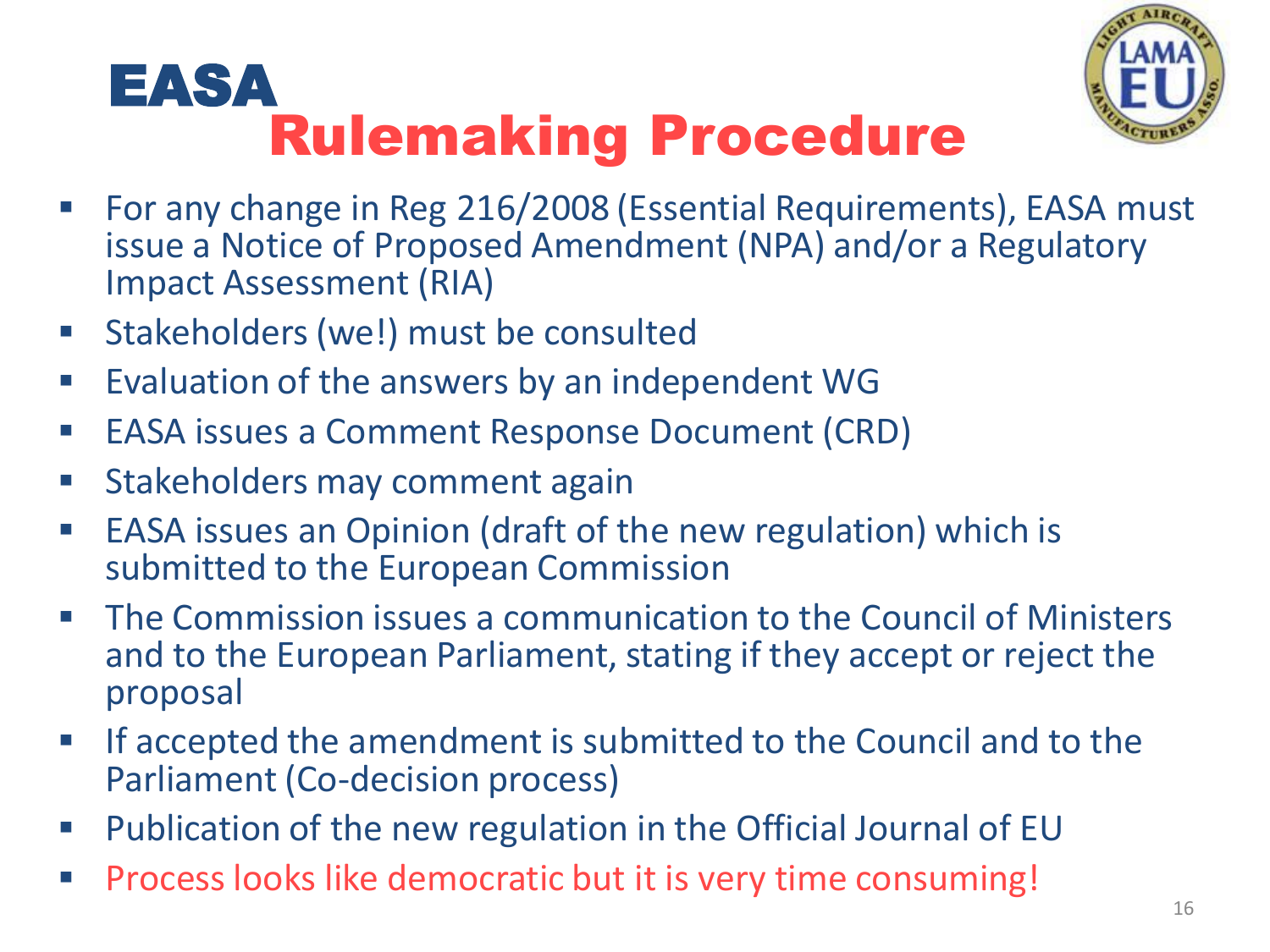# EASA
## Rulemaking Procedure

- For any change in Reg 216/2008 (Essential Requirements), EASA must issue a Notice of Proposed Amendment (NPA) and/or a Regulatory Impact Assessment (RIA)
- Stakeholders (we!) must be consulted
- Evaluation of the answers by an independent WG
- EASA issues a Comment Response Document (CRD)
- Stakeholders may comment again
- EASA issues an Opinion (draft of the new regulation) which is submitted to the European Commission
- The Commission issues a communication to the Council of Ministers and to the European Parliament, stating if they accept or reject the proposal
- If accepted the amendment is submitted to the Council and to the Parliament (Co-decision process)
- Publication of the new regulation in the Official Journal of EU
- Process looks like democratic but it is very time consuming!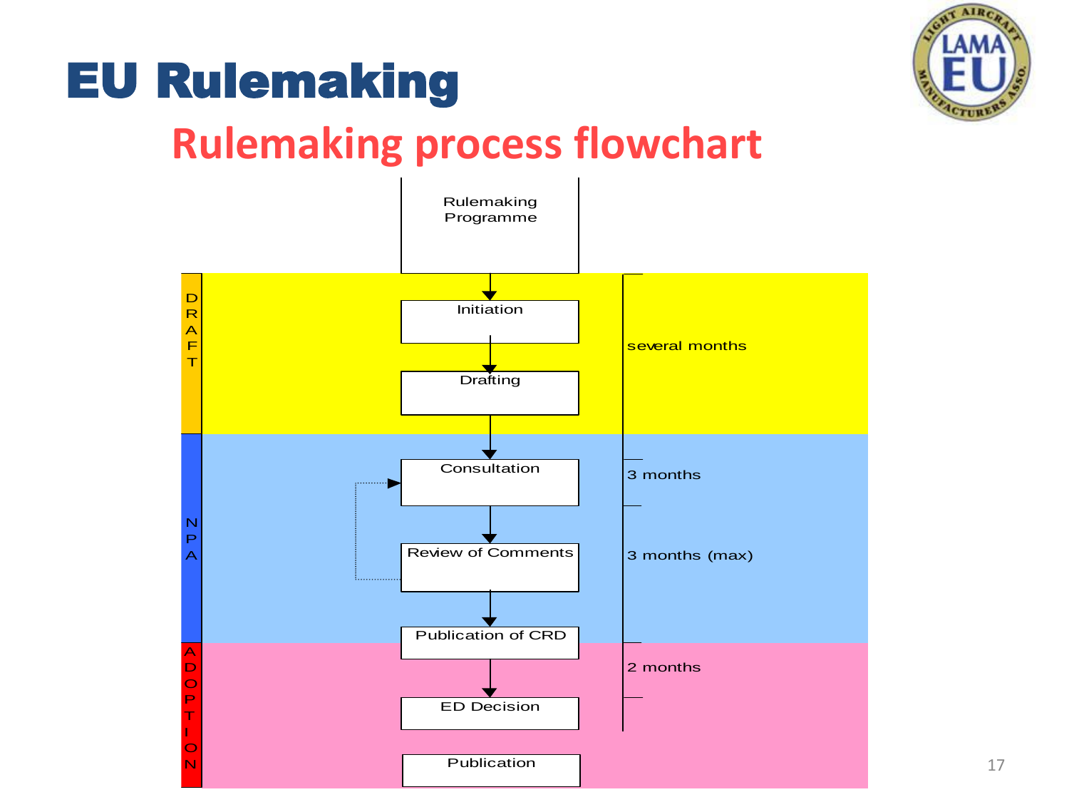# EU Rulemaking

## Rulemaking process flowchart

Rulemaking Programme

**DRAFT**

- Initiation
- Drafting

several months

**NPA**

- Consultation — 3 months
- Review of Comments — 3 months (max)
- Publication of CRD

**ADOPTION**

- ED Decision — 2 months
- Publication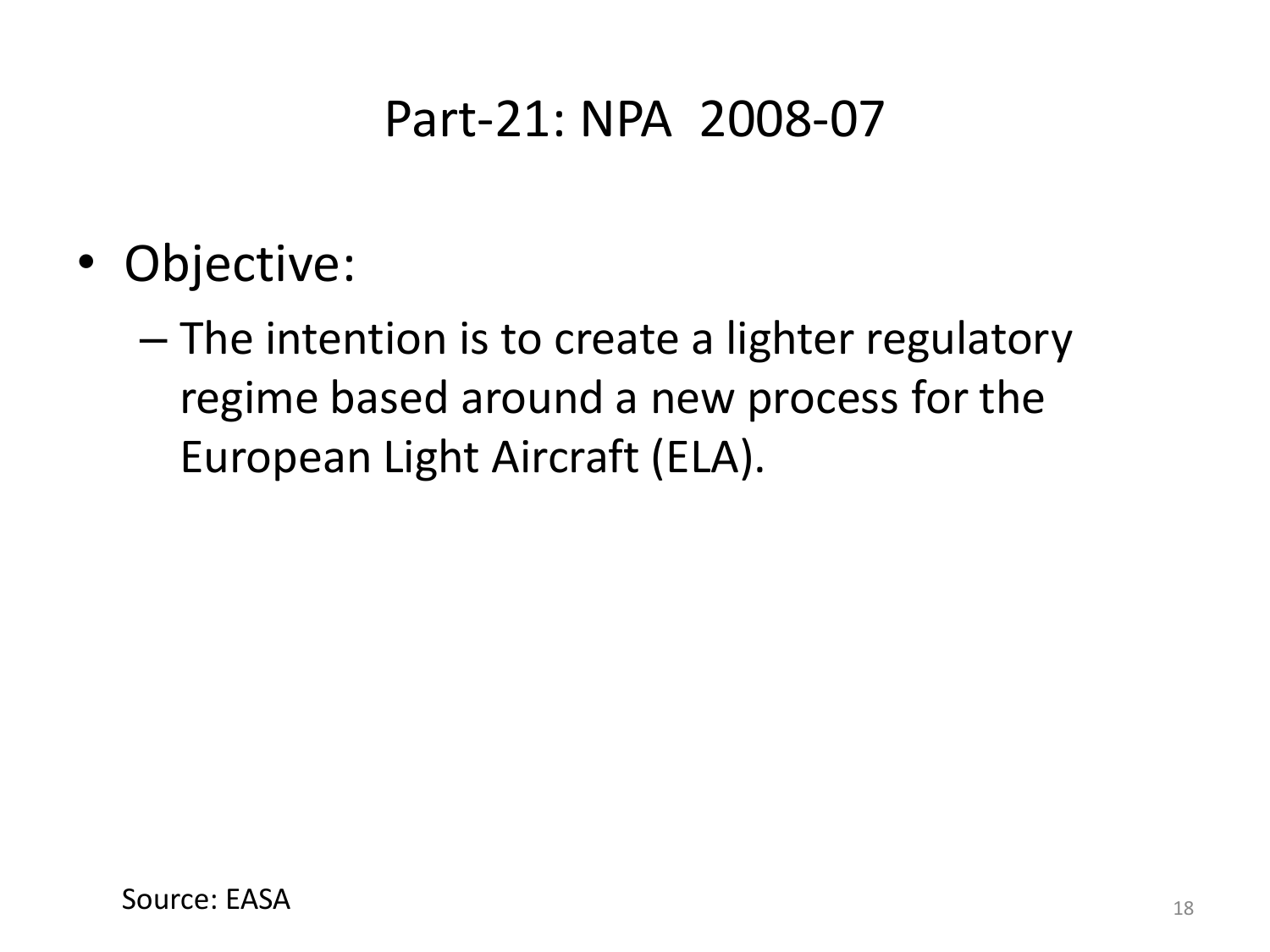# Part-21: NPA 2008-07

- Objective:
  - The intention is to create a lighter regulatory regime based around a new process for the European Light Aircraft (ELA).

Source: EASA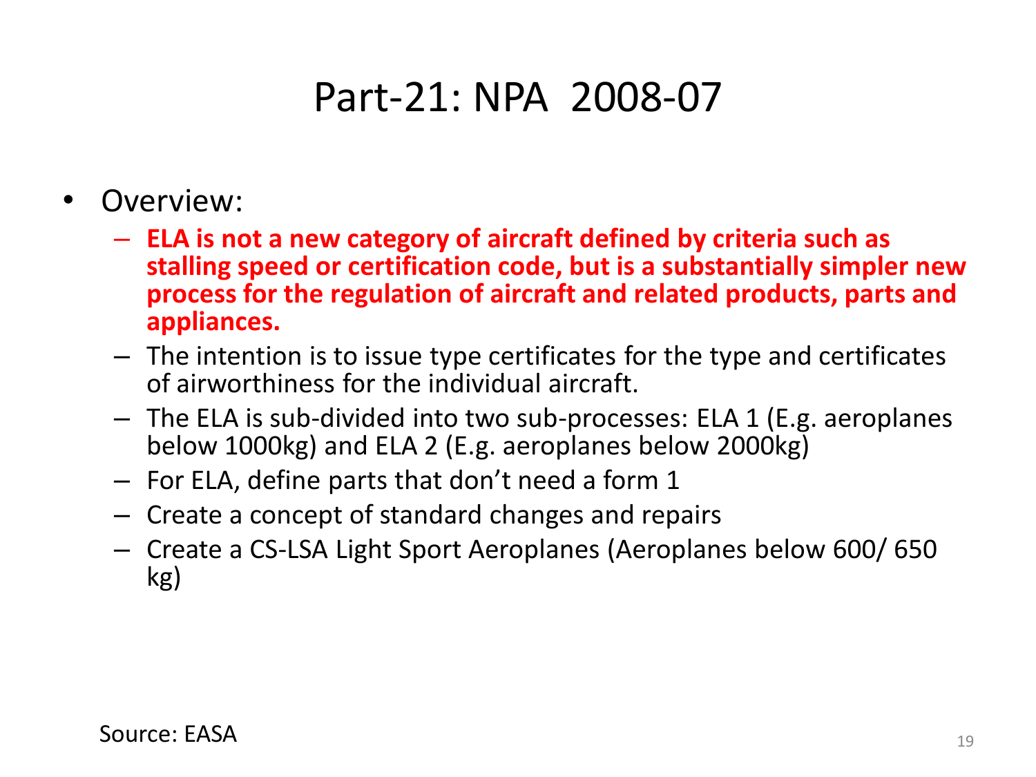# Part-21: NPA 2008-07

- Overview:
  - **ELA is not a new category of aircraft defined by criteria such as stalling speed or certification code, but is a substantially simpler new process for the regulation of aircraft and related products, parts and appliances.**
  - The intention is to issue type certificates for the type and certificates of airworthiness for the individual aircraft.
  - The ELA is sub-divided into two sub-processes: ELA 1 (E.g. aeroplanes below 1000kg) and ELA 2 (E.g. aeroplanes below 2000kg)
  - For ELA, define parts that don't need a form 1
  - Create a concept of standard changes and repairs
  - Create a CS-LSA Light Sport Aeroplanes (Aeroplanes below 600/ 650 kg)

Source: EASA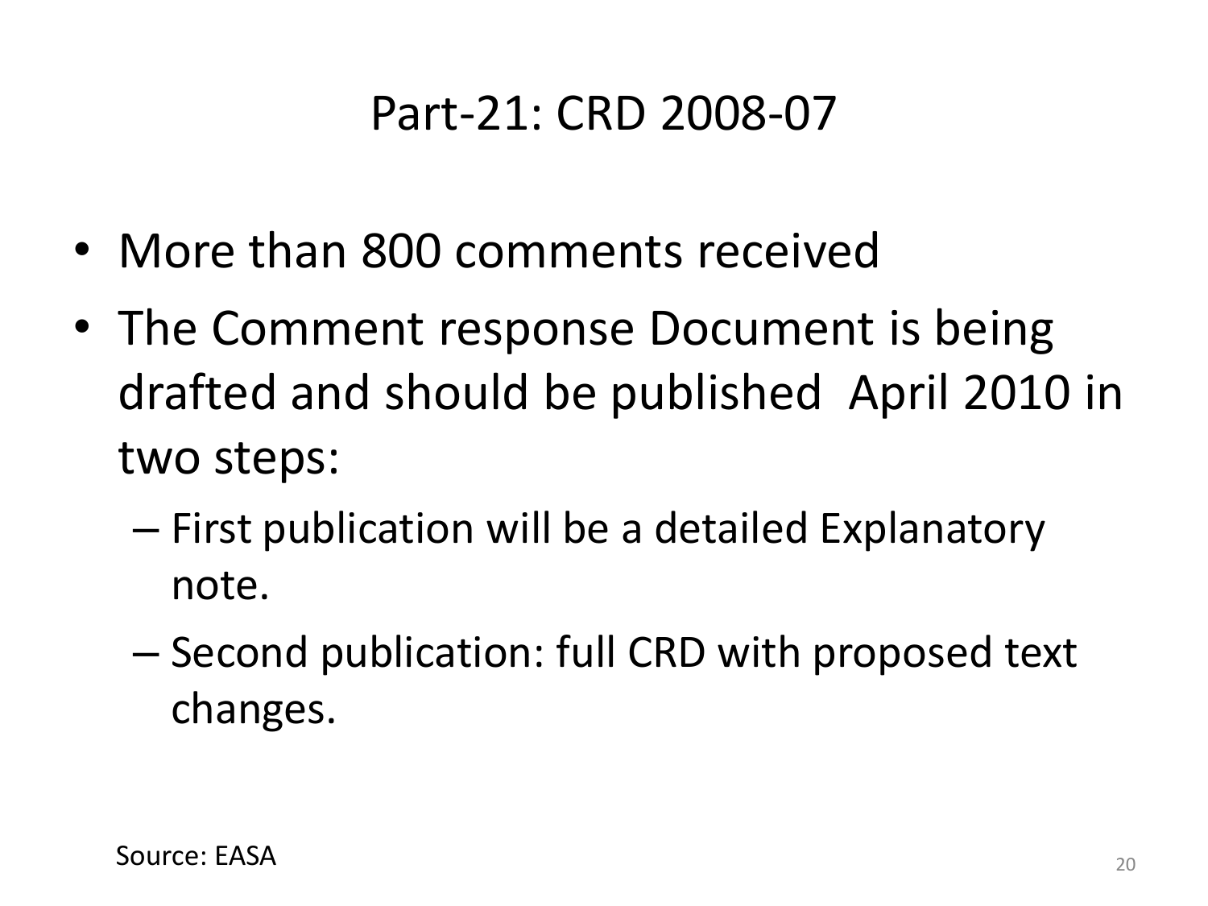# Part-21: CRD 2008-07

- More than 800 comments received
- The Comment response Document is being drafted and should be published April 2010 in two steps:
  - First publication will be a detailed Explanatory note.
  - Second publication: full CRD with proposed text changes.

Source: EASA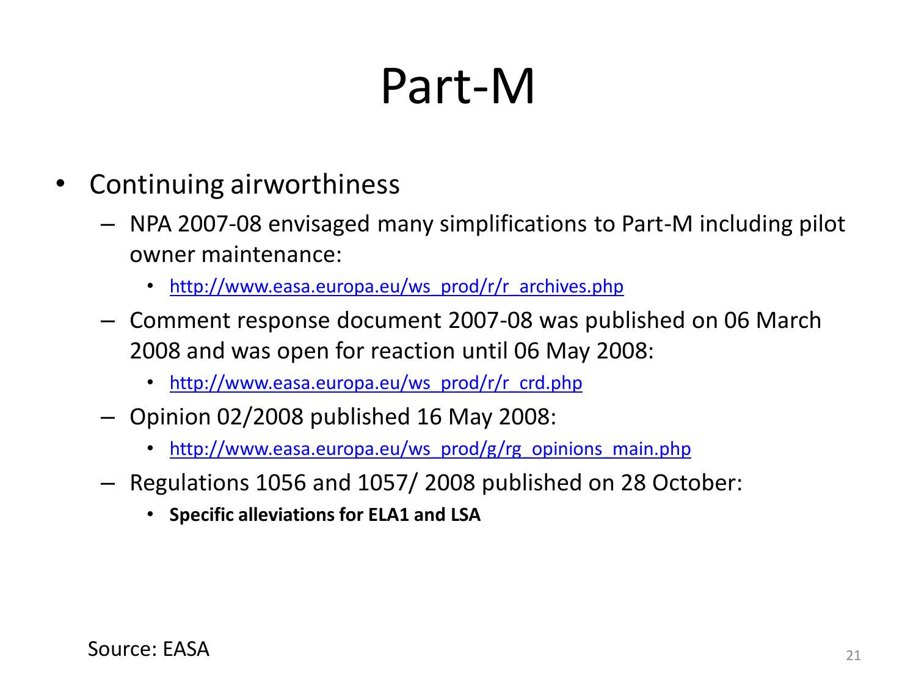# Part-M

- Continuing airworthiness
  - NPA 2007-08 envisaged many simplifications to Part-M including pilot owner maintenance:
    - http://www.easa.europa.eu/ws_prod/r/r_archives.php
  - Comment response document 2007-08 was published on 06 March 2008 and was open for reaction until 06 May 2008:
    - http://www.easa.europa.eu/ws_prod/r/r_crd.php
  - Opinion 02/2008 published 16 May 2008:
    - http://www.easa.europa.eu/ws_prod/g/rg_opinions_main.php
  - Regulations 1056 and 1057/ 2008 published on 28 October:
    - **Specific alleviations for ELA1 and LSA**

Source: EASA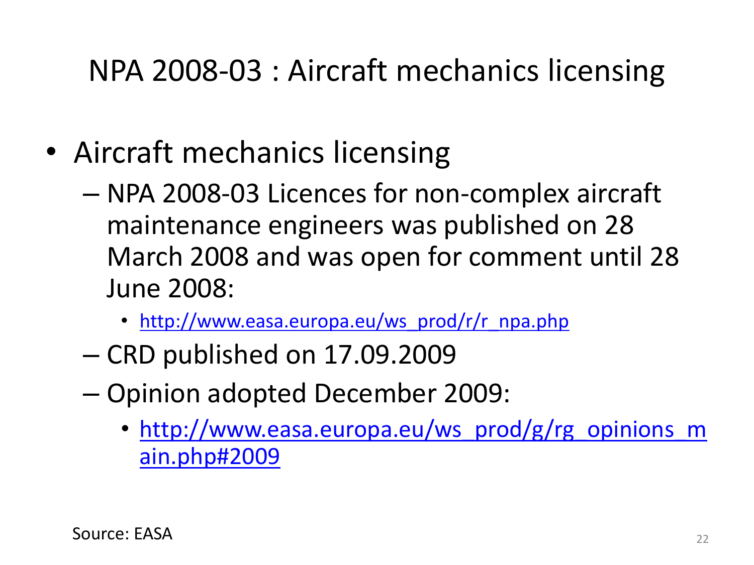# NPA 2008-03 : Aircraft mechanics licensing

- Aircraft mechanics licensing
  - NPA 2008-03 Licences for non-complex aircraft maintenance engineers was published on 28 March 2008 and was open for comment until 28 June 2008:
    - http://www.easa.europa.eu/ws_prod/r/r_npa.php
  - CRD published on 17.09.2009
  - Opinion adopted December 2009:
    - http://www.easa.europa.eu/ws_prod/g/rg_opinions_main.php#2009

Source: EASA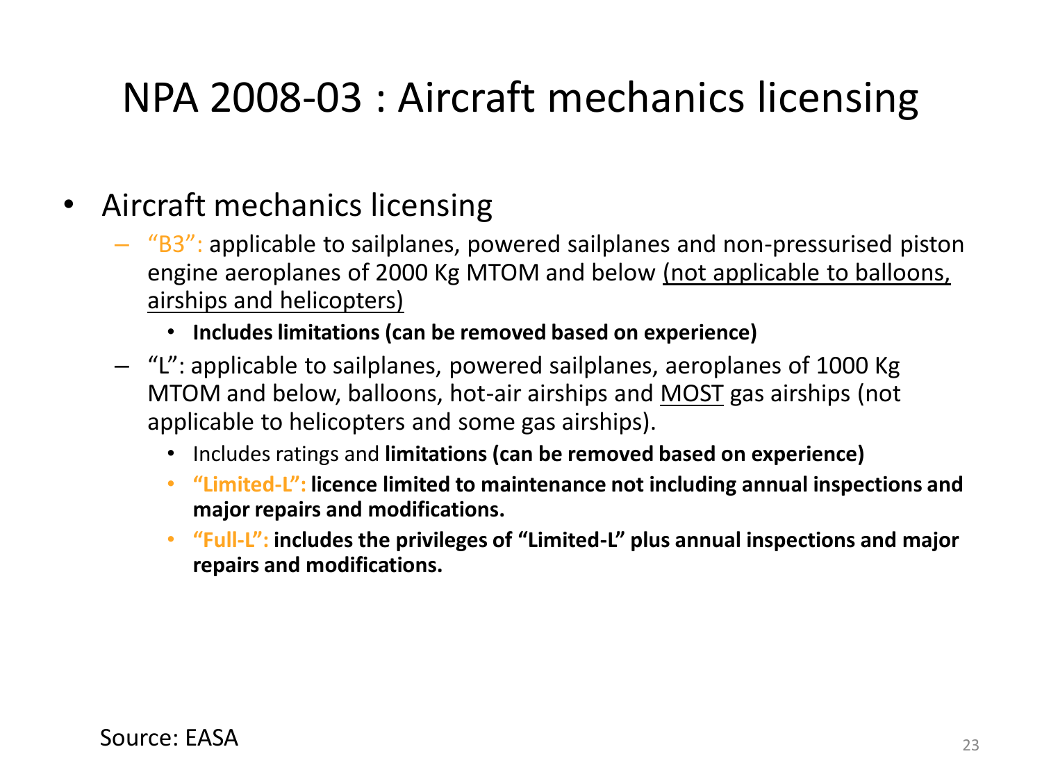# NPA 2008-03 : Aircraft mechanics licensing

- Aircraft mechanics licensing
  - "B3": applicable to sailplanes, powered sailplanes and non-pressurised piston engine aeroplanes of 2000 Kg MTOM and below (not applicable to balloons, airships and helicopters)
    - **Includes limitations (can be removed based on experience)**
  - "L": applicable to sailplanes, powered sailplanes, aeroplanes of 1000 Kg MTOM and below, balloons, hot-air airships and MOST gas airships (not applicable to helicopters and some gas airships).
    - Includes ratings and **limitations (can be removed based on experience)**
    - **"Limited-L": licence limited to maintenance not including annual inspections and major repairs and modifications.**
    - **"Full-L": includes the privileges of "Limited-L" plus annual inspections and major repairs and modifications.**

Source: EASA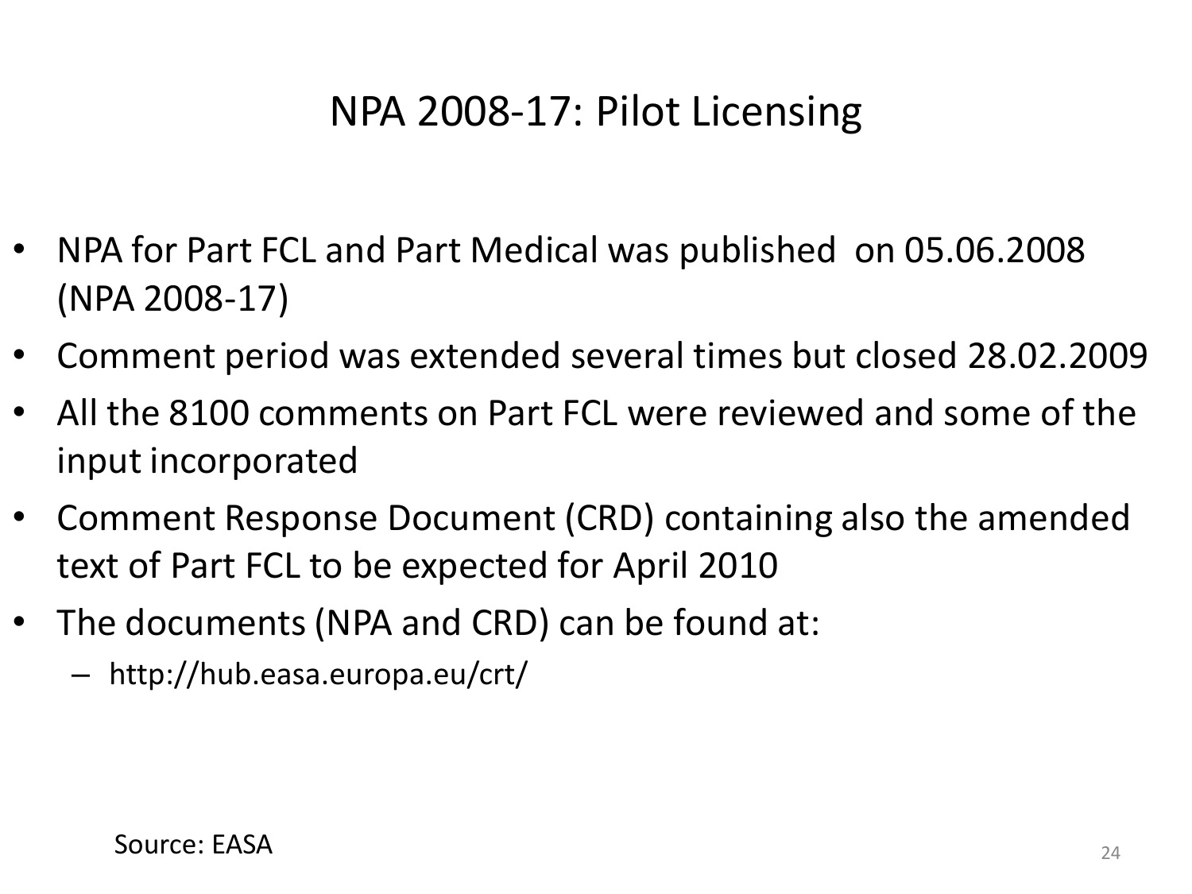# NPA 2008-17: Pilot Licensing

- NPA for Part FCL and Part Medical was published on 05.06.2008 (NPA 2008-17)
- Comment period was extended several times but closed 28.02.2009
- All the 8100 comments on Part FCL were reviewed and some of the input incorporated
- Comment Response Document (CRD) containing also the amended text of Part FCL to be expected for April 2010
- The documents (NPA and CRD) can be found at:
  - http://hub.easa.europa.eu/crt/

Source: EASA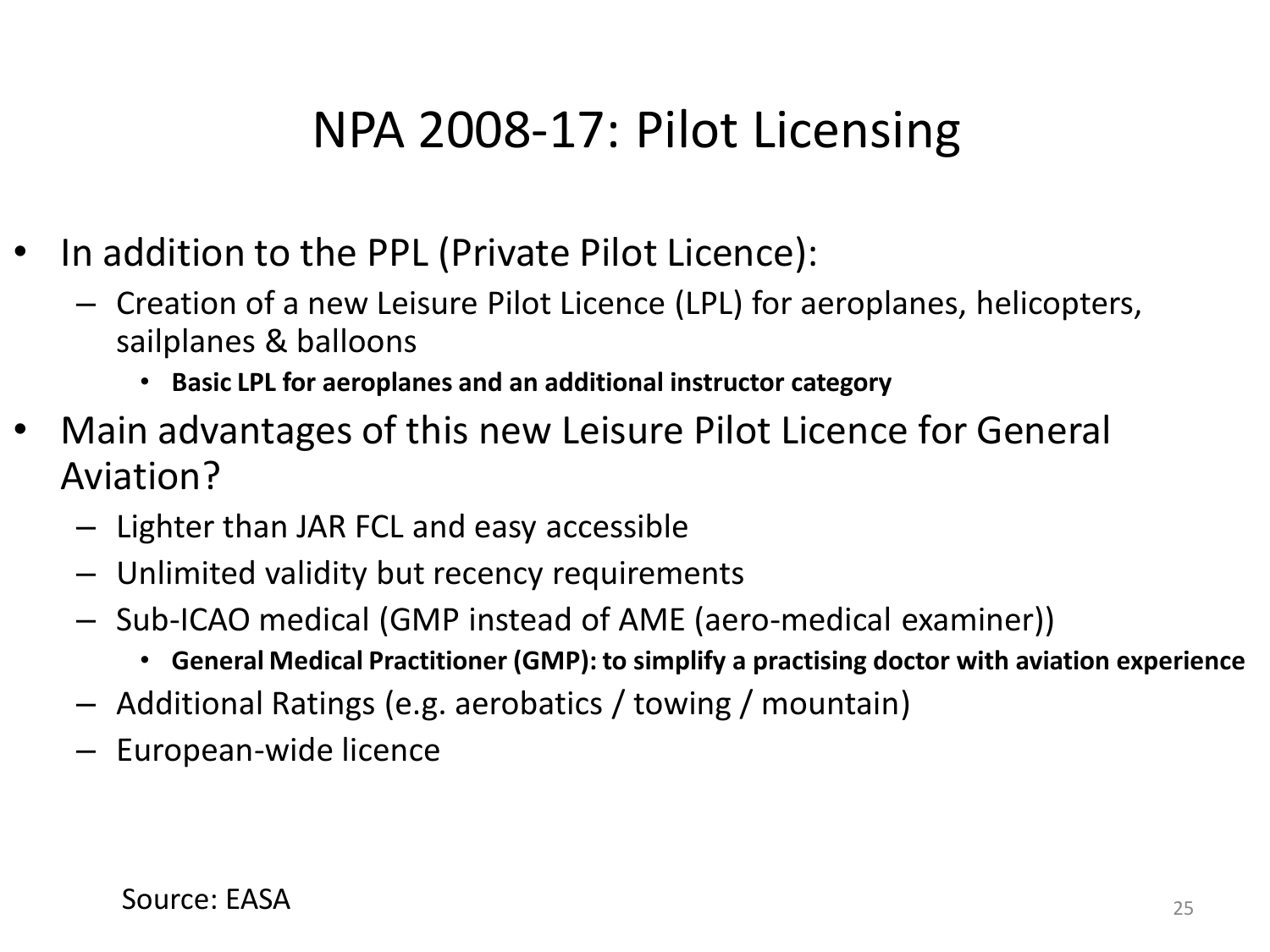# NPA 2008-17: Pilot Licensing

- In addition to the PPL (Private Pilot Licence):
  - Creation of a new Leisure Pilot Licence (LPL) for aeroplanes, helicopters, sailplanes & balloons
    - **Basic LPL for aeroplanes and an additional instructor category**
- Main advantages of this new Leisure Pilot Licence for General Aviation?
  - Lighter than JAR FCL and easy accessible
  - Unlimited validity but recency requirements
  - Sub-ICAO medical (GMP instead of AME (aero-medical examiner))
    - **General Medical Practitioner (GMP): to simplify a practising doctor with aviation experience**
  - Additional Ratings (e.g. aerobatics / towing / mountain)
  - European-wide licence

Source: EASA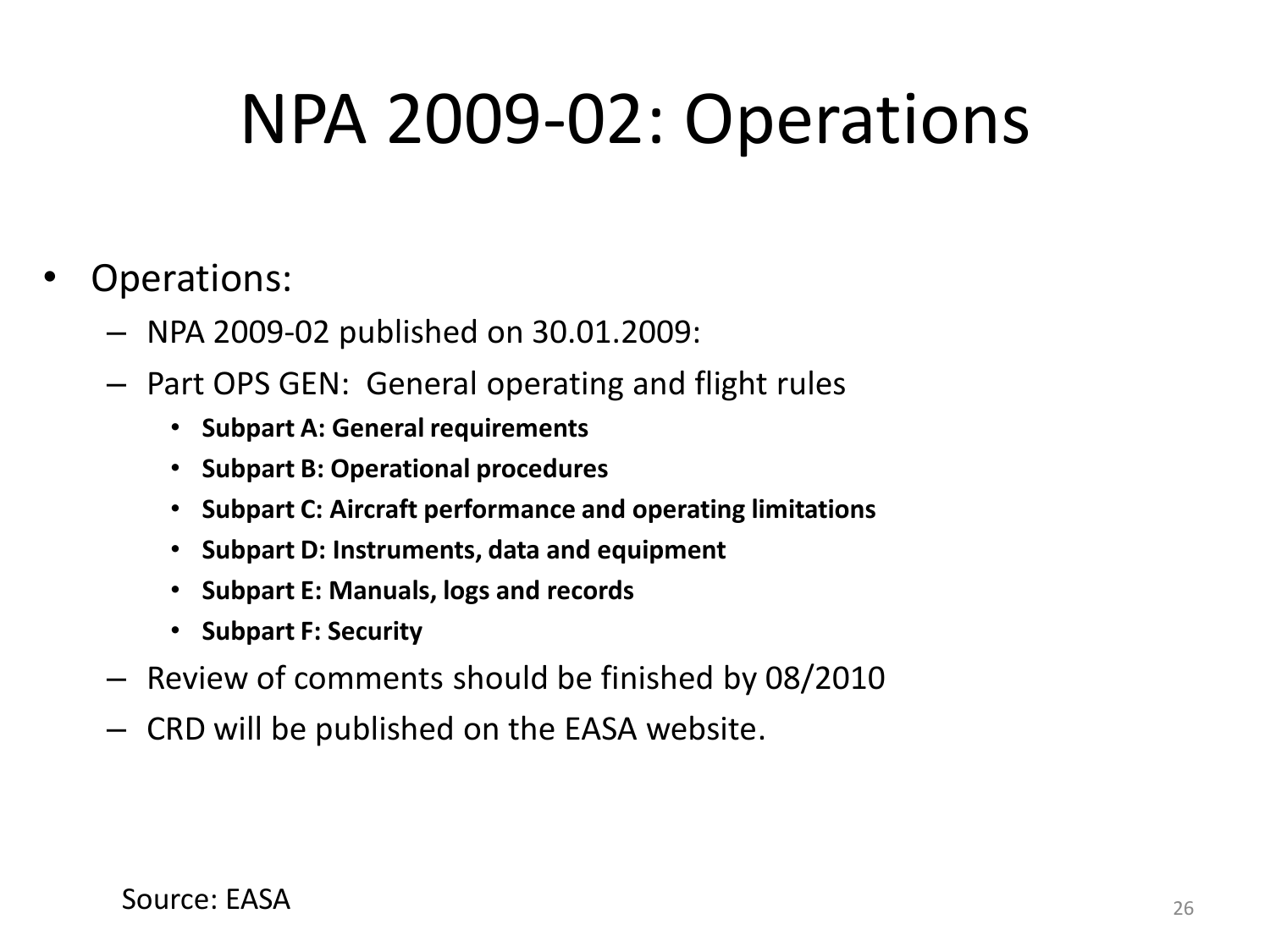# NPA 2009-02: Operations

- Operations:
  - NPA 2009-02 published on 30.01.2009:
  - Part OPS GEN: General operating and flight rules
    - **Subpart A: General requirements**
    - **Subpart B: Operational procedures**
    - **Subpart C: Aircraft performance and operating limitations**
    - **Subpart D: Instruments, data and equipment**
    - **Subpart E: Manuals, logs and records**
    - **Subpart F: Security**
  - Review of comments should be finished by 08/2010
  - CRD will be published on the EASA website.

Source: EASA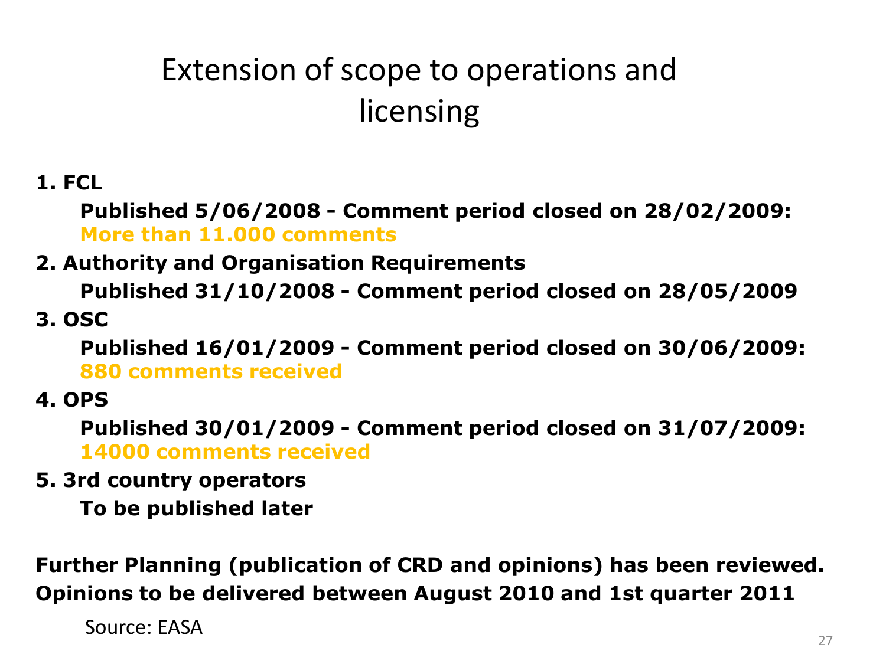# Extension of scope to operations and licensing

**1. FCL**

**Published 5/06/2008 - Comment period closed on 28/02/2009: More than 11.000 comments**

**2. Authority and Organisation Requirements**

**Published 31/10/2008 - Comment period closed on 28/05/2009**

**3. OSC**

**Published 16/01/2009 - Comment period closed on 30/06/2009: 880 comments received**

**4. OPS**

**Published 30/01/2009 - Comment period closed on 31/07/2009: 14000 comments received**

**5. 3rd country operators**

**To be published later**

**Further Planning (publication of CRD and opinions) has been reviewed. Opinions to be delivered between August 2010 and 1st quarter 2011**

Source: EASA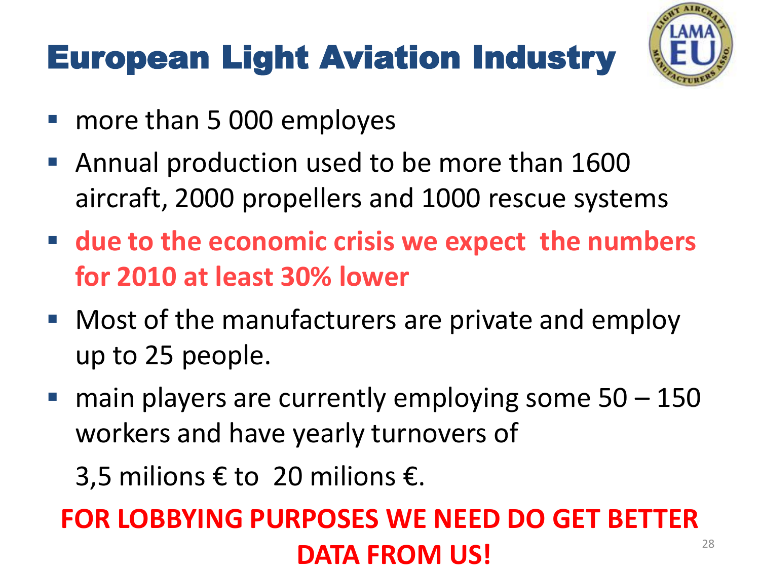# European Light Aviation Industry

- more than 5 000 employes
- Annual production used to be more than 1600 aircraft, 2000 propellers and 1000 rescue systems
- **due to the economic crisis we expect the numbers for 2010 at least 30% lower**
- Most of the manufacturers are private and employ up to 25 people.
- main players are currently employing some 50 – 150 workers and have yearly turnovers of

  3,5 milions € to 20 milions €.

**FOR LOBBYING PURPOSES WE NEED DO GET BETTER DATA FROM US!**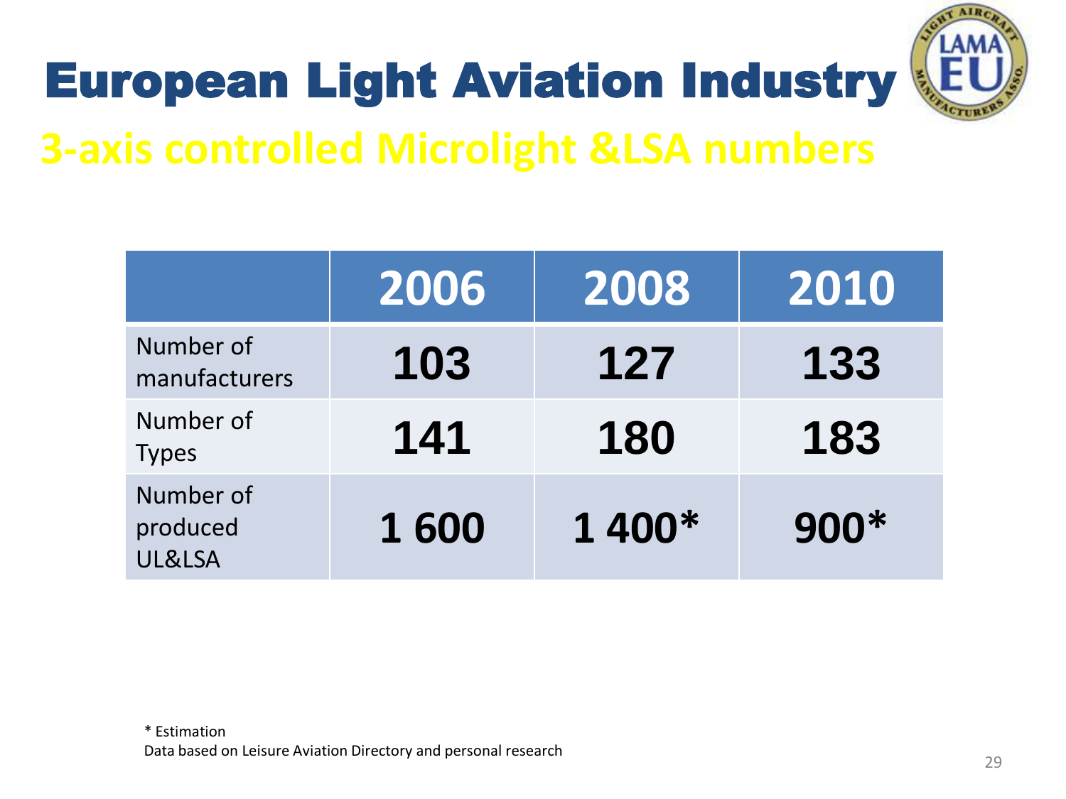# European Light Aviation Industry

## 3-axis controlled Microlight &LSA numbers

| | 2006 | 2008 | 2010 |
|---|---|---|---|
| Number of manufacturers | 103 | 127 | 133 |
| Number of Types | 141 | 180 | 183 |
| Number of produced UL&LSA | 1 600 | 1 400* | 900* |

\* Estimation

Data based on Leisure Aviation Directory and personal research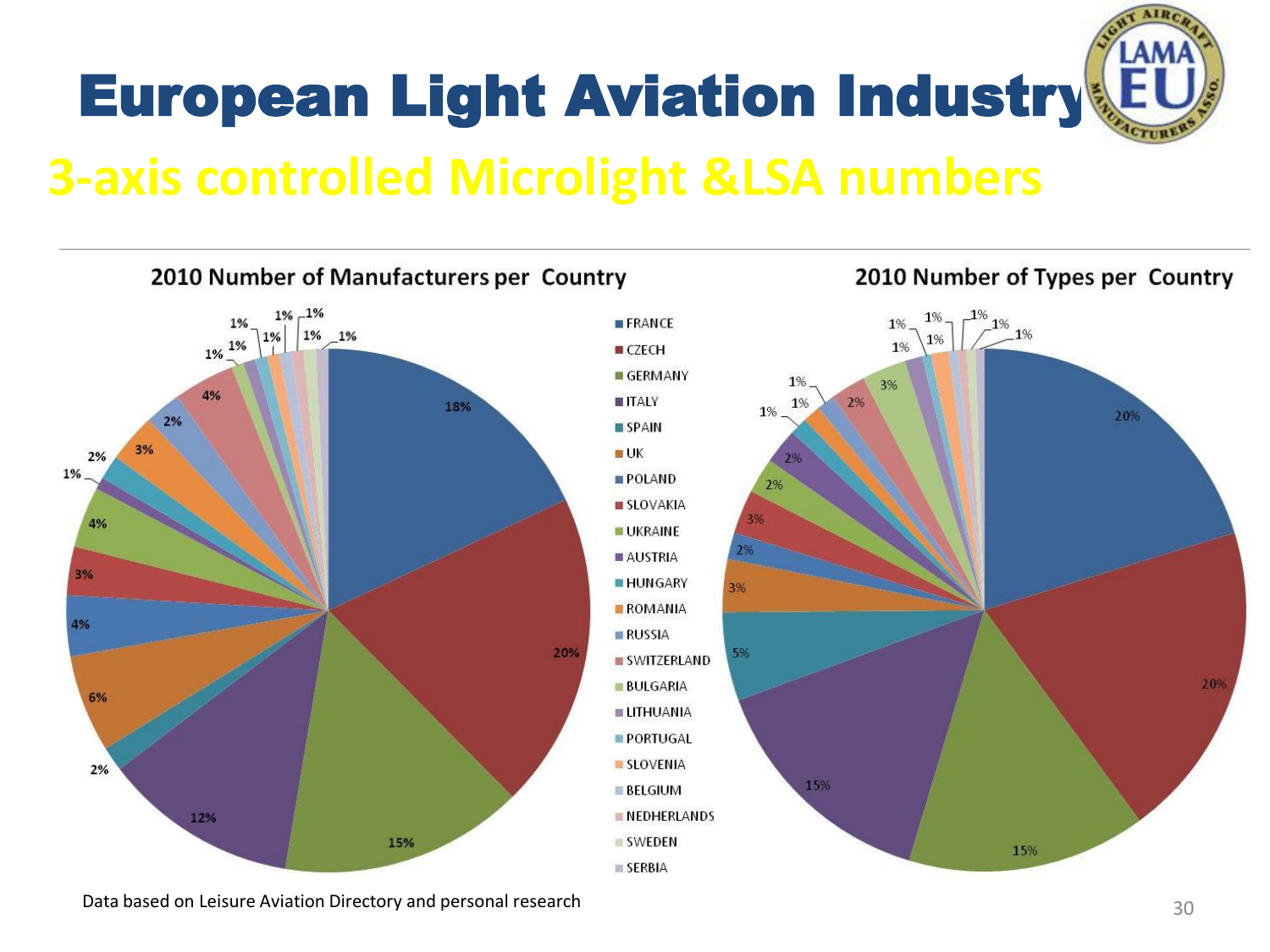# European Light Aviation Industry

## 3-axis controlled Microlight &LSA numbers

**2010 Number of Manufacturers per Country**

**2010 Number of Types per Country**

| Country |
|---|
| FRANCE |
| CZECH |
| GERMANY |
| ITALY |
| SPAIN |
| UK |
| POLAND |
| SLOVAKIA |
| UKRAINE |
| AUSTRIA |
| HUNGARY |
| ROMANIA |
| RUSSIA |
| SWITZERLAND |
| BULGARIA |
| LITHUANIA |
| PORTUGAL |
| SLOVENIA |
| BELGIUM |
| NEDHERLANDS |
| SWEDEN |
| SERBIA |

Data based on Leisure Aviation Directory and personal research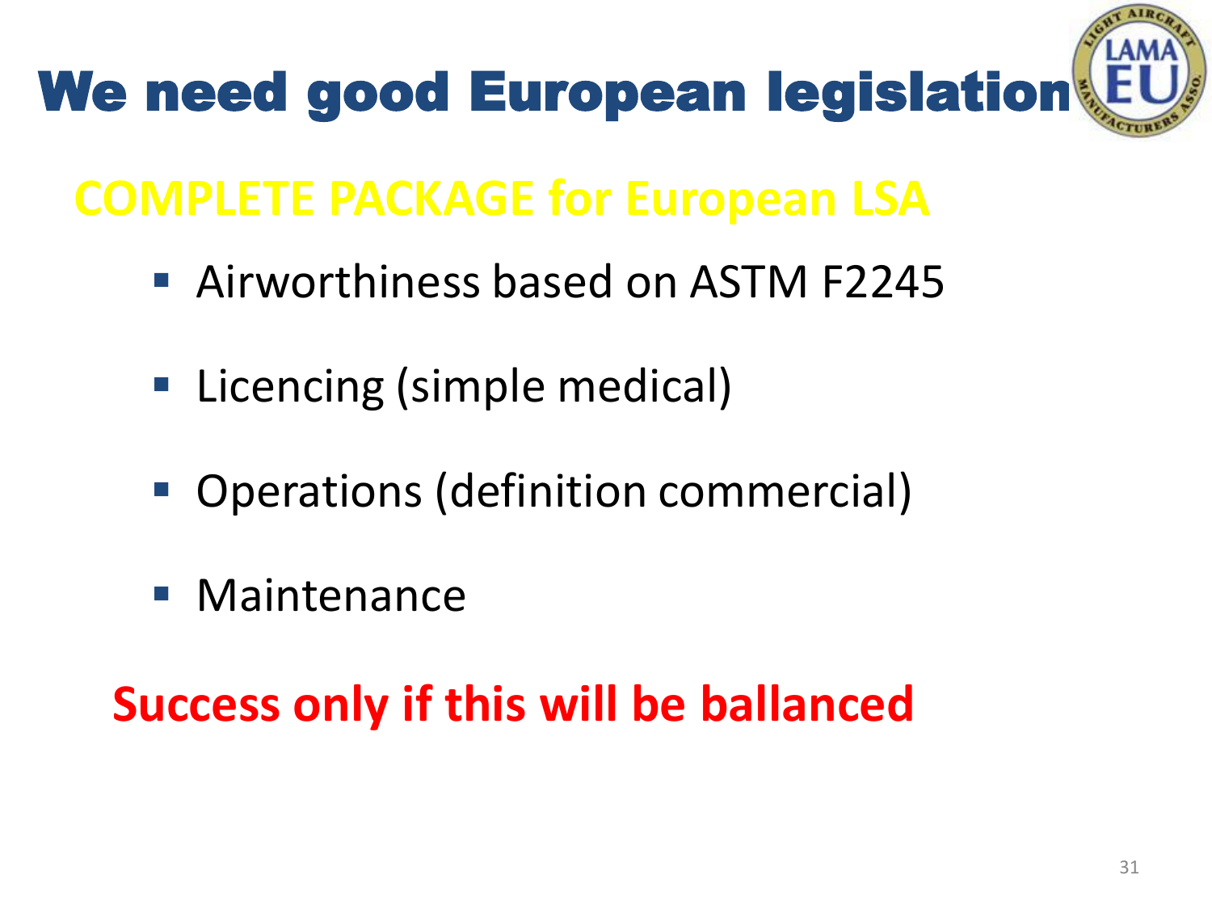# We need good European legislation

## COMPLETE PACKAGE for European LSA

- Airworthiness based on ASTM F2245
- Licencing (simple medical)
- Operations (definition commercial)
- Maintenance

**Success only if this will be ballanced**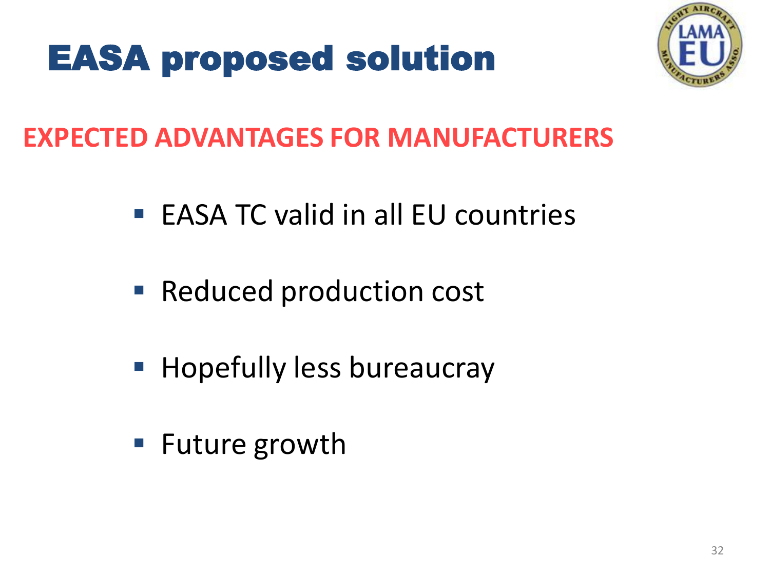# EASA proposed solution

## EXPECTED ADVANTAGES FOR MANUFACTURERS

- EASA TC valid in all EU countries
- Reduced production cost
- Hopefully less bureaucray
- Future growth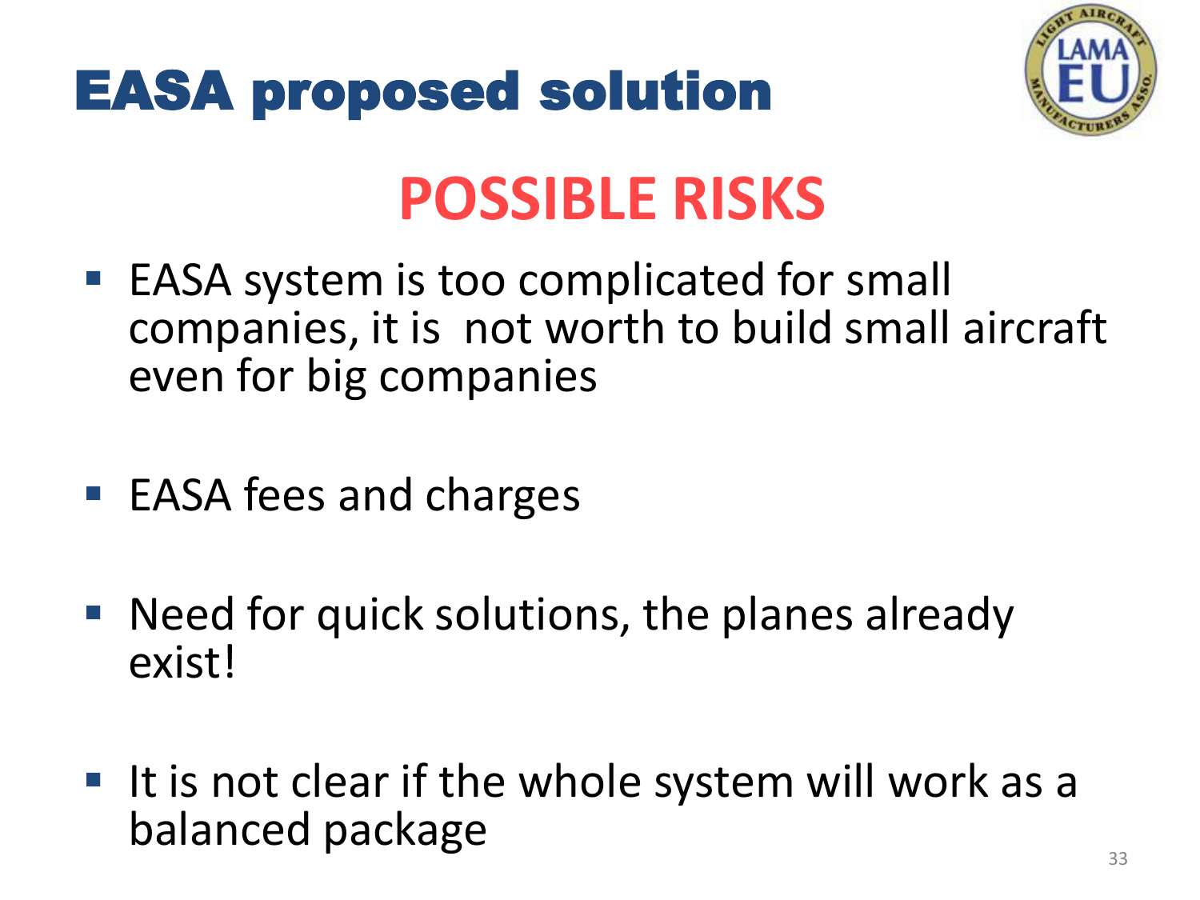# EASA proposed solution

## POSSIBLE RISKS

- EASA system is too complicated for small companies, it is  not worth to build small aircraft even for big companies
- EASA fees and charges
- Need for quick solutions, the planes already exist!
- It is not clear if the whole system will work as a balanced package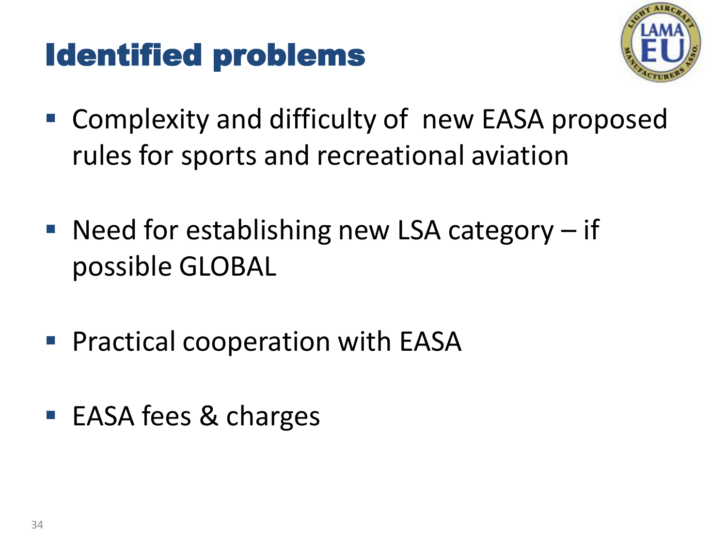# Identified problems

- Complexity and difficulty of new EASA proposed rules for sports and recreational aviation
- Need for establishing new LSA category – if possible GLOBAL
- Practical cooperation with EASA
- EASA fees & charges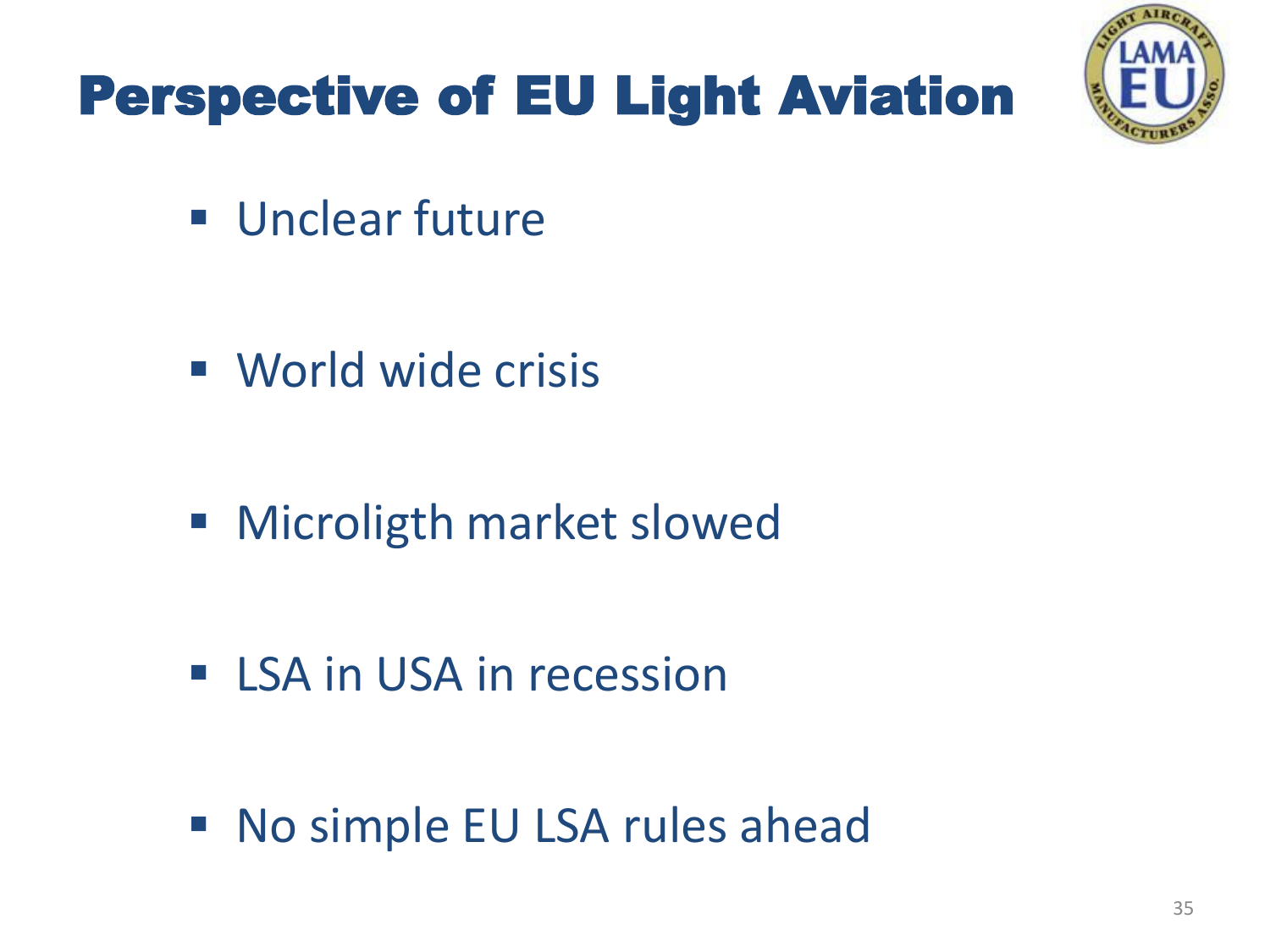# Perspective of EU Light Aviation

- Unclear future
- World wide crisis
- Microligth market slowed
- LSA in USA in recession
- No simple EU LSA rules ahead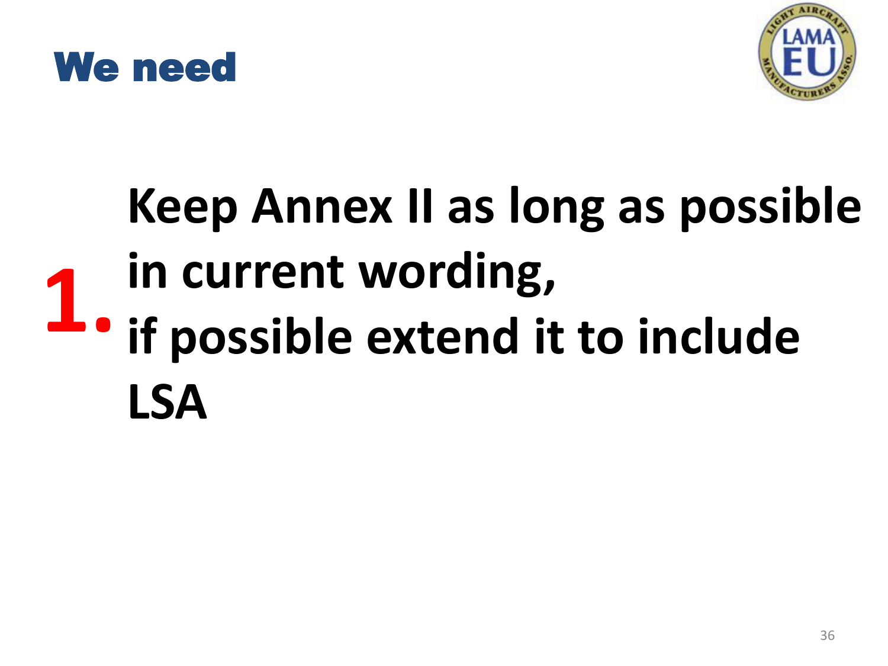# We need

**1.** **Keep Annex II as long as possible in current wording, if possible extend it to include LSA**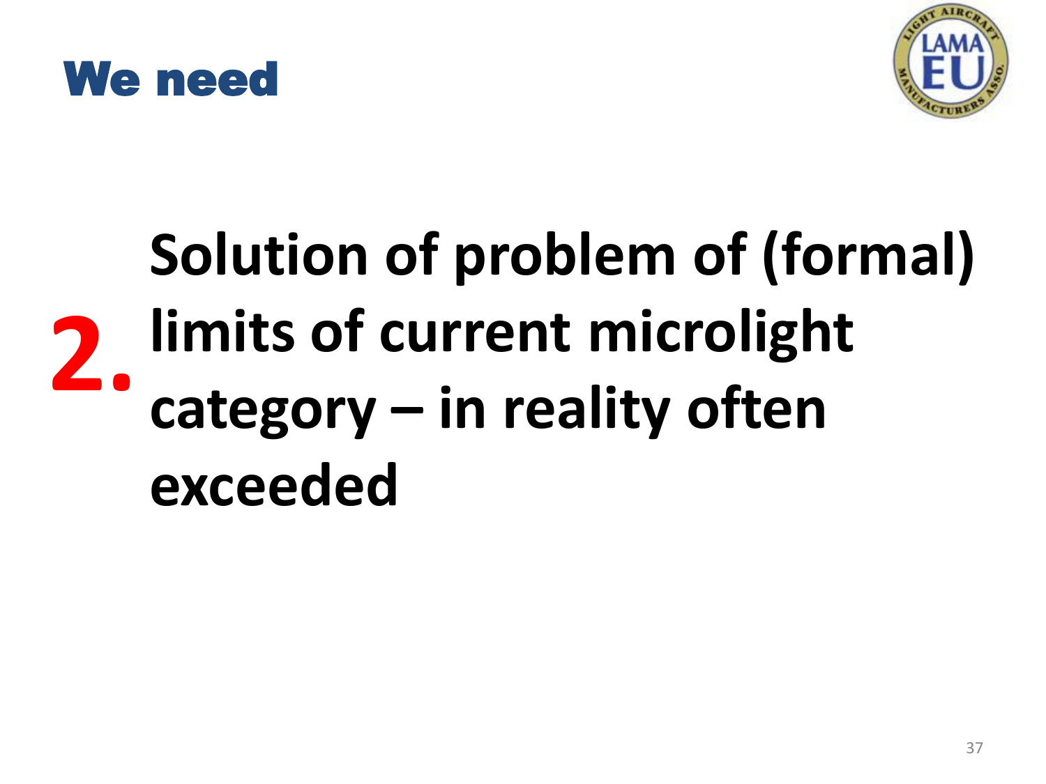# We need

**2.** **Solution of problem of (formal) limits of current microlight category – in reality often exceeded**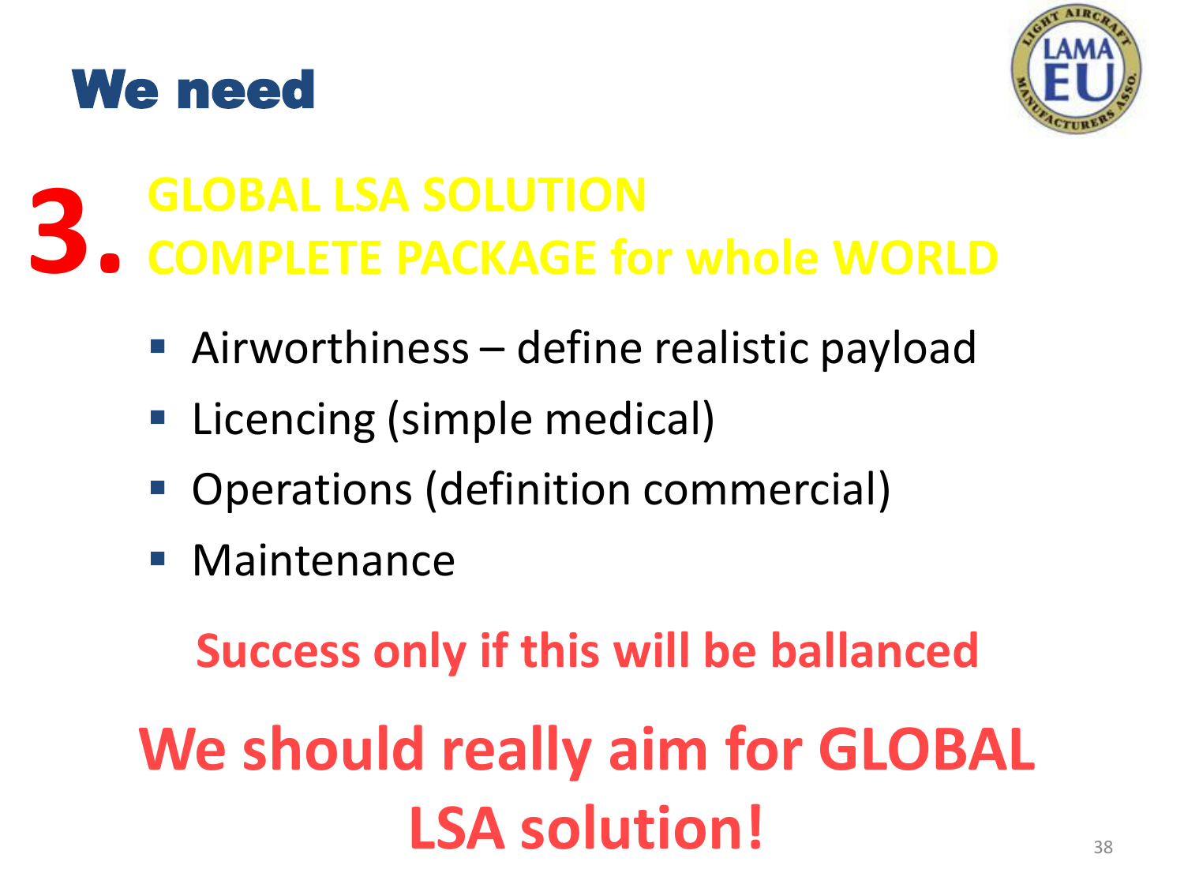# We need

## 3. GLOBAL LSA SOLUTION COMPLETE PACKAGE for whole WORLD

- Airworthiness – define realistic payload
- Licencing (simple medical)
- Operations (definition commercial)
- Maintenance

**Success only if this will be ballanced**

**We should really aim for GLOBAL LSA solution!**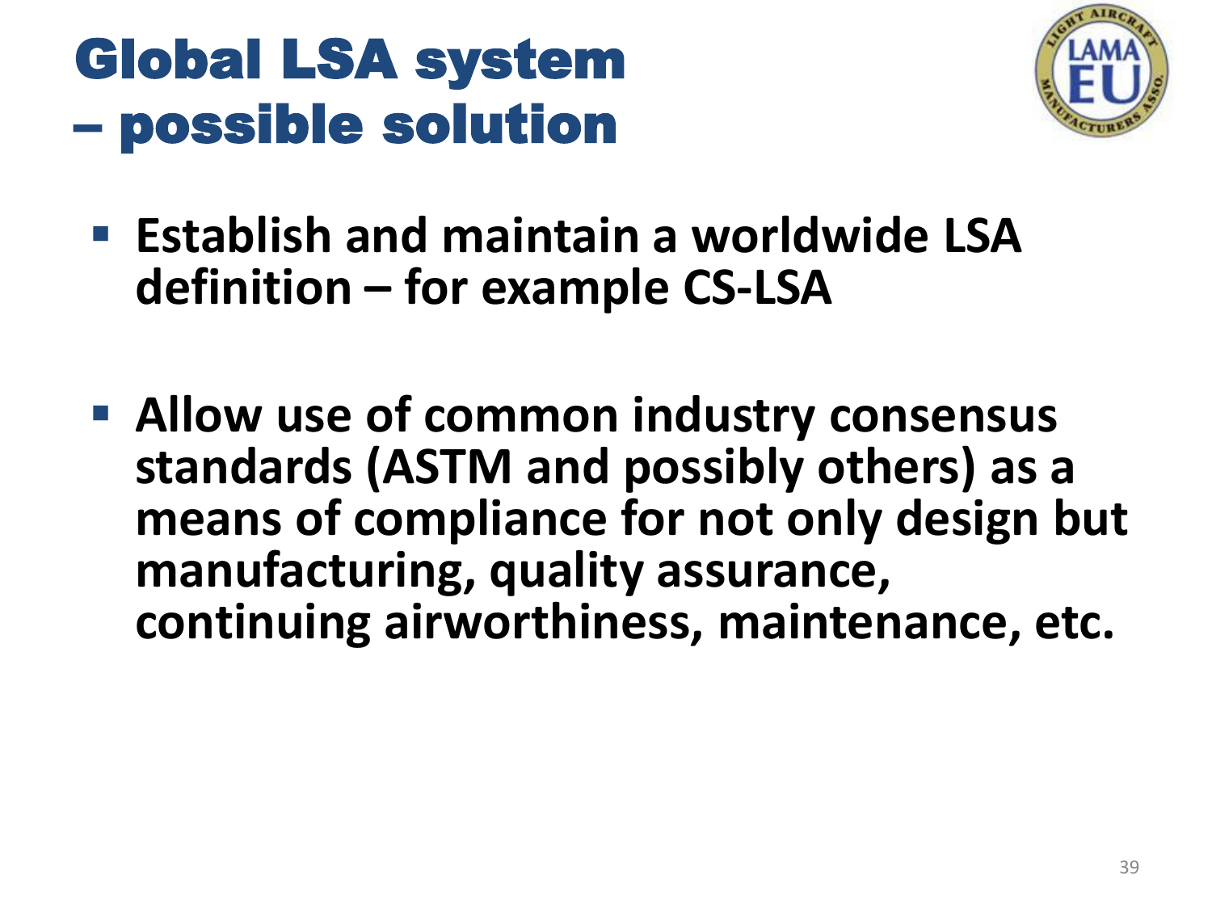# Global LSA system – possible solution

- **Establish and maintain a worldwide LSA definition – for example CS-LSA**

- **Allow use of common industry consensus standards (ASTM and possibly others) as a means of compliance for not only design but manufacturing, quality assurance, continuing airworthiness, maintenance, etc.**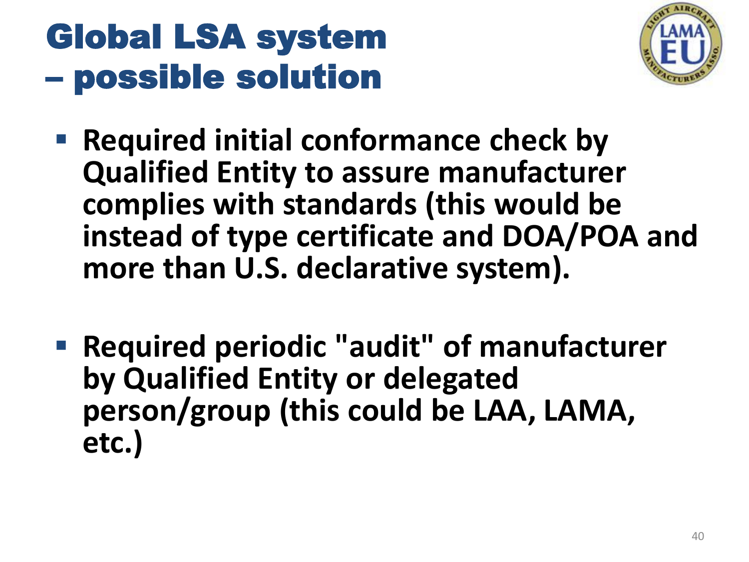# Global LSA system – possible solution

- **Required initial conformance check by Qualified Entity to assure manufacturer complies with standards (this would be instead of type certificate and DOA/POA and more than U.S. declarative system).**

- **Required periodic "audit" of manufacturer by Qualified Entity or delegated person/group (this could be LAA, LAMA, etc.)**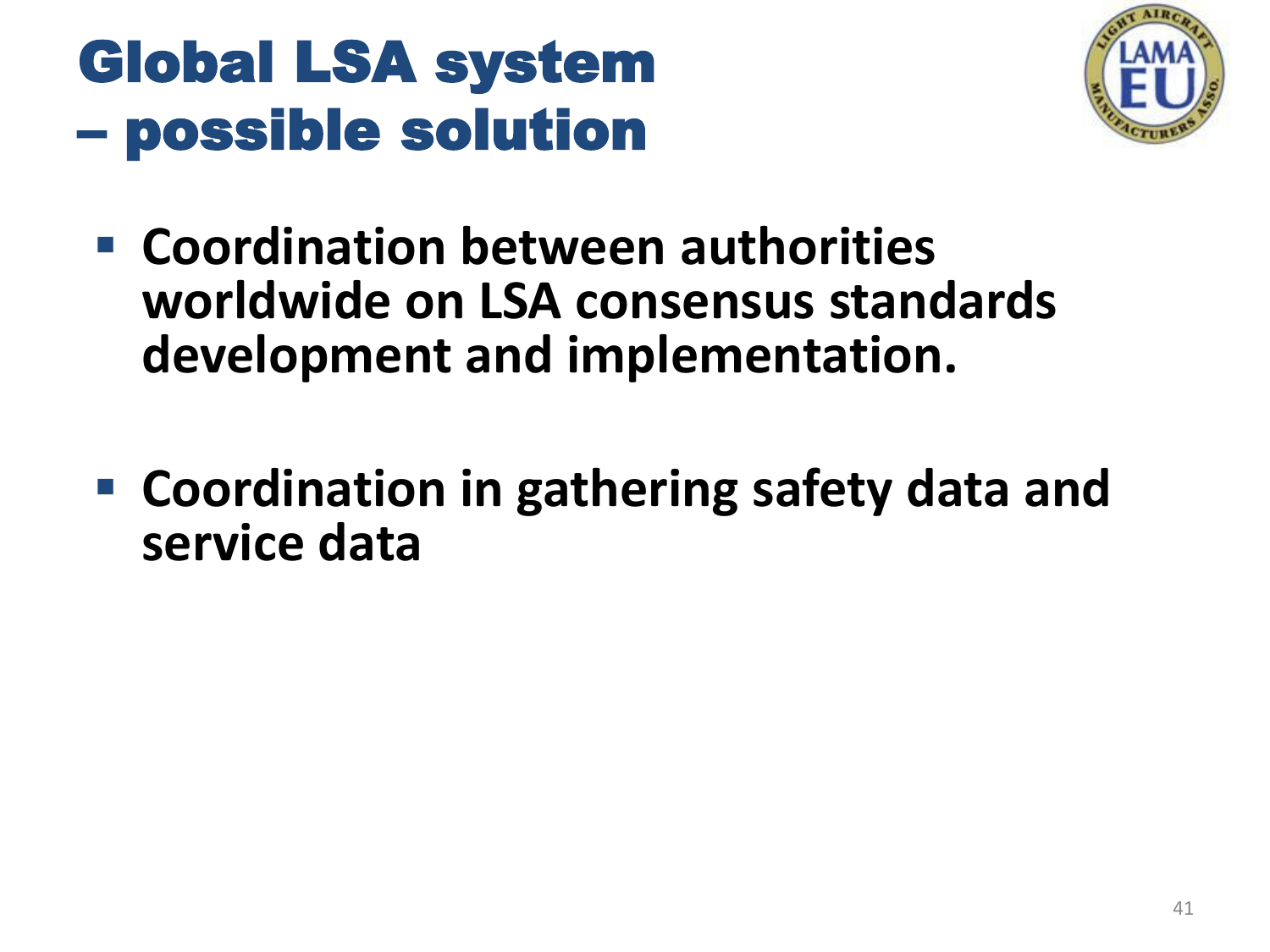# Global LSA system – possible solution

- **Coordination between authorities worldwide on LSA consensus standards development and implementation.**
- **Coordination in gathering safety data and service data**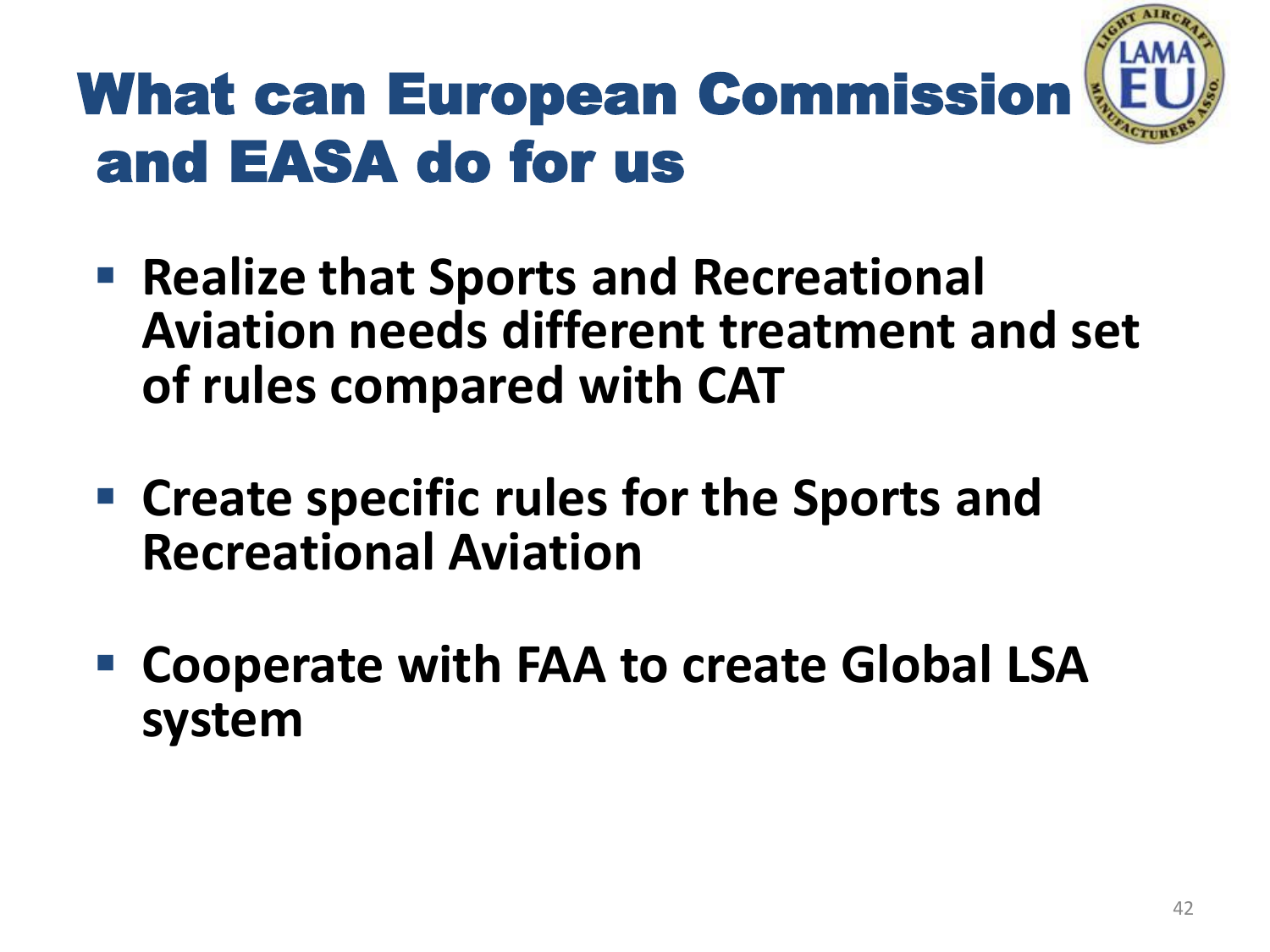# What can European Commission and EASA do for us

- **Realize that Sports and Recreational Aviation needs different treatment and set of rules compared with CAT**
- **Create specific rules for the Sports and Recreational Aviation**
- **Cooperate with FAA to create Global LSA system**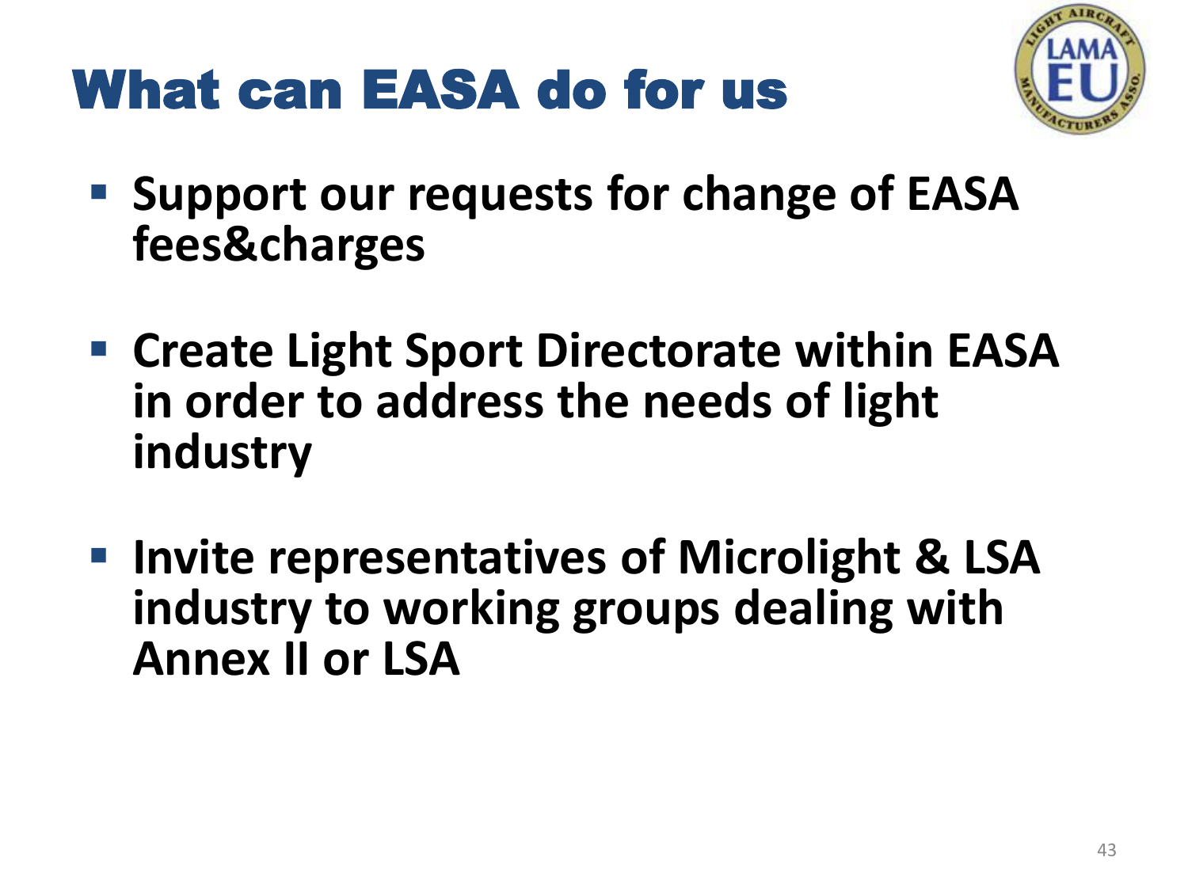# What can EASA do for us

- **Support our requests for change of EASA fees&charges**

- **Create Light Sport Directorate within EASA in order to address the needs of light industry**

- **Invite representatives of Microlight & LSA industry to working groups dealing with Annex II or LSA**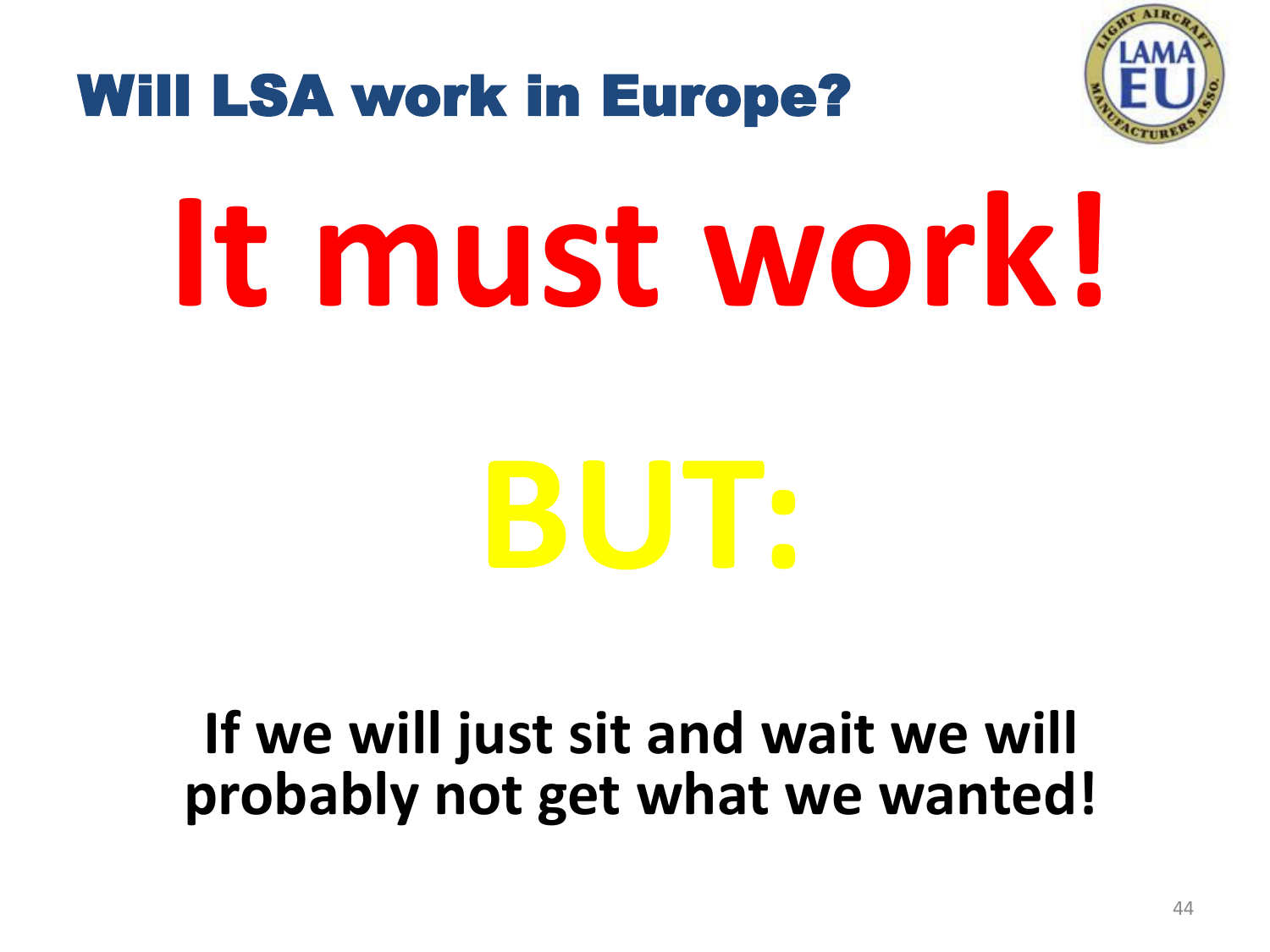# Will LSA work in Europe?

# It must work!

# BUT:

**If we will just sit and wait we will probably not get what we wanted!**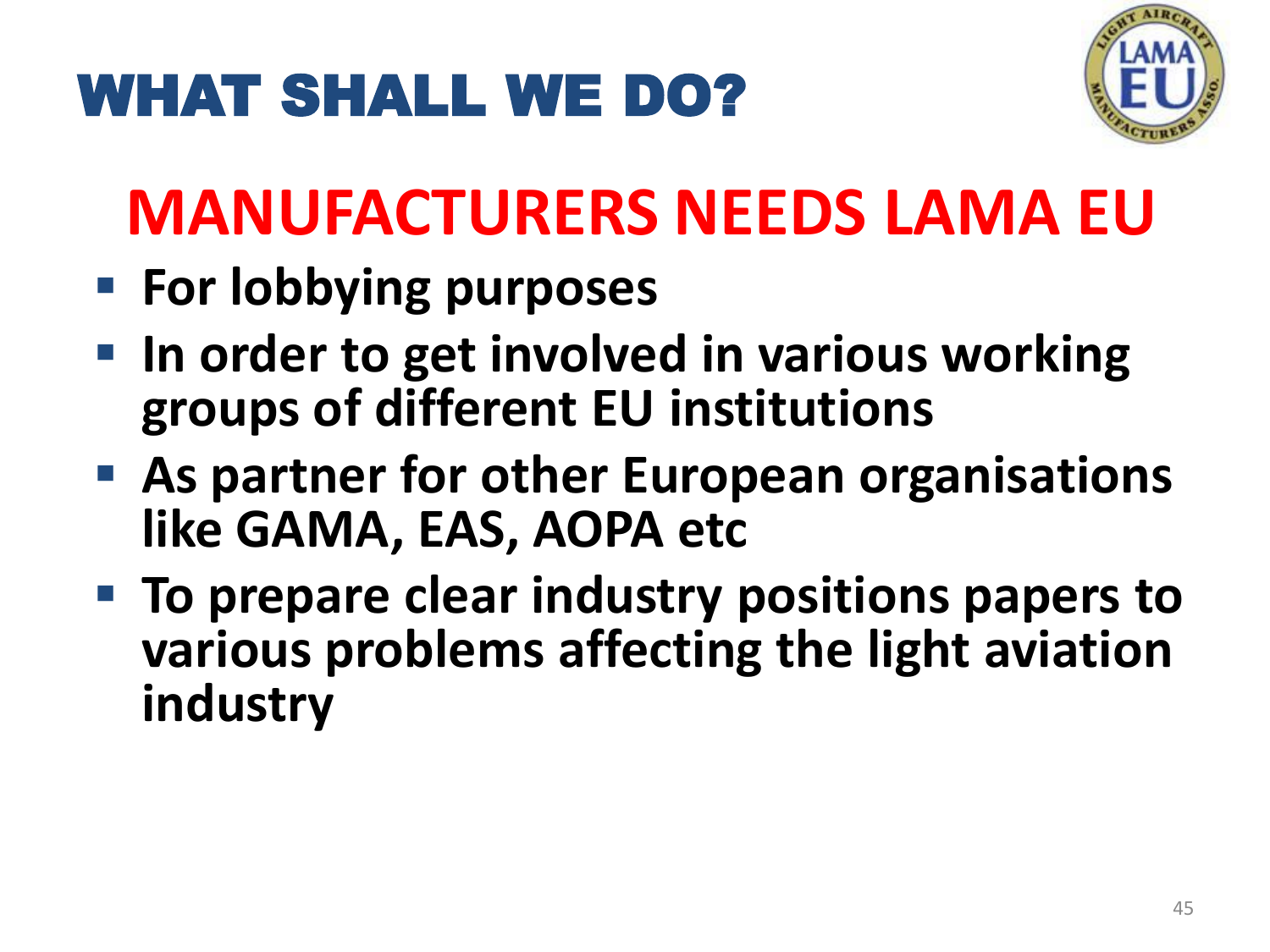# WHAT SHALL WE DO?

## MANUFACTURERS NEEDS LAMA EU

- **For lobbying purposes**
- **In order to get involved in various working groups of different EU institutions**
- **As partner for other European organisations like GAMA, EAS, AOPA etc**
- **To prepare clear industry positions papers to various problems affecting the light aviation industry**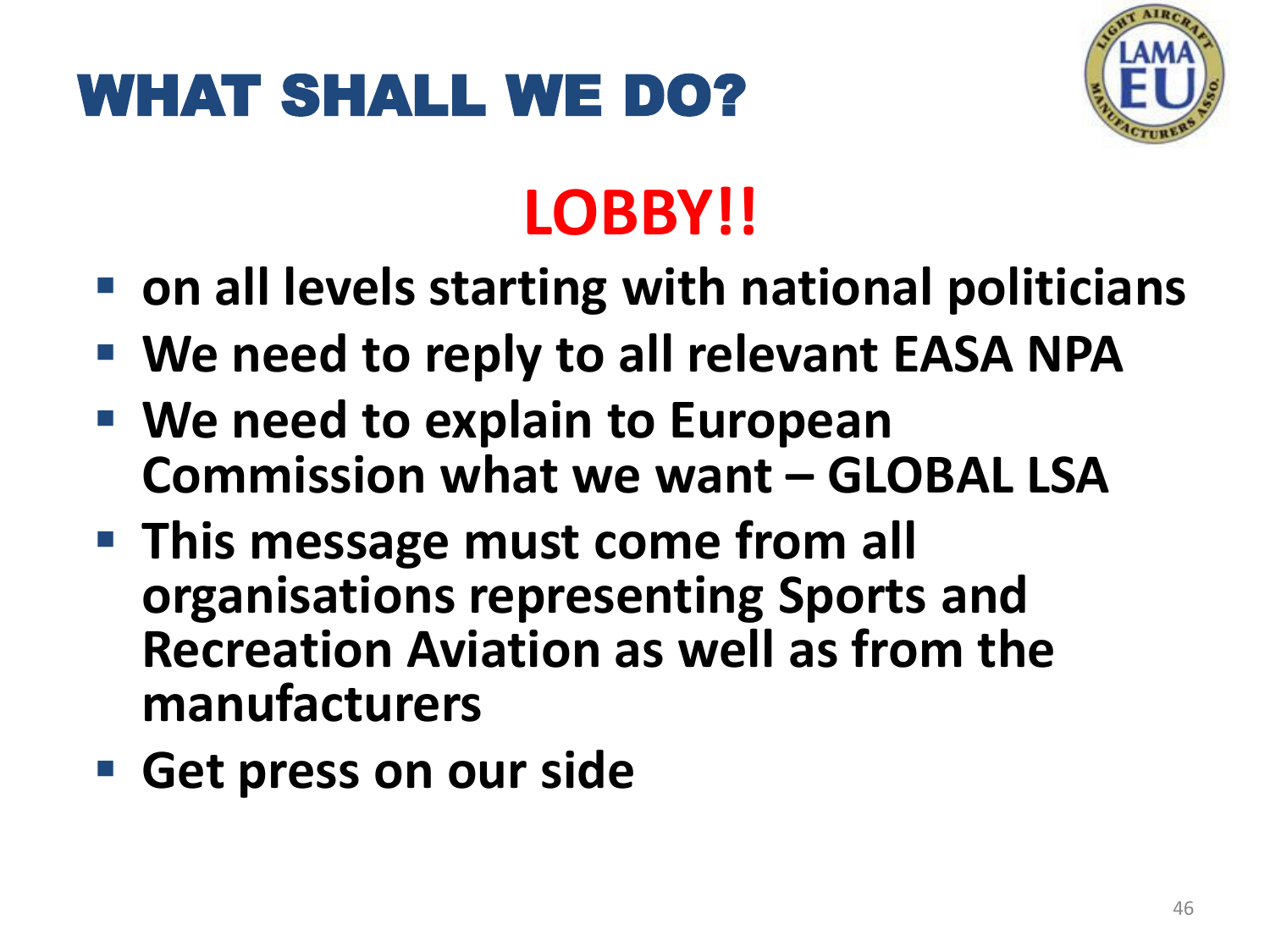# WHAT SHALL WE DO?

## LOBBY!!

- on all levels starting with national politicians
- We need to reply to all relevant EASA NPA
- We need to explain to European Commission what we want – GLOBAL LSA
- This message must come from all organisations representing Sports and Recreation Aviation as well as from the manufacturers
- Get press on our side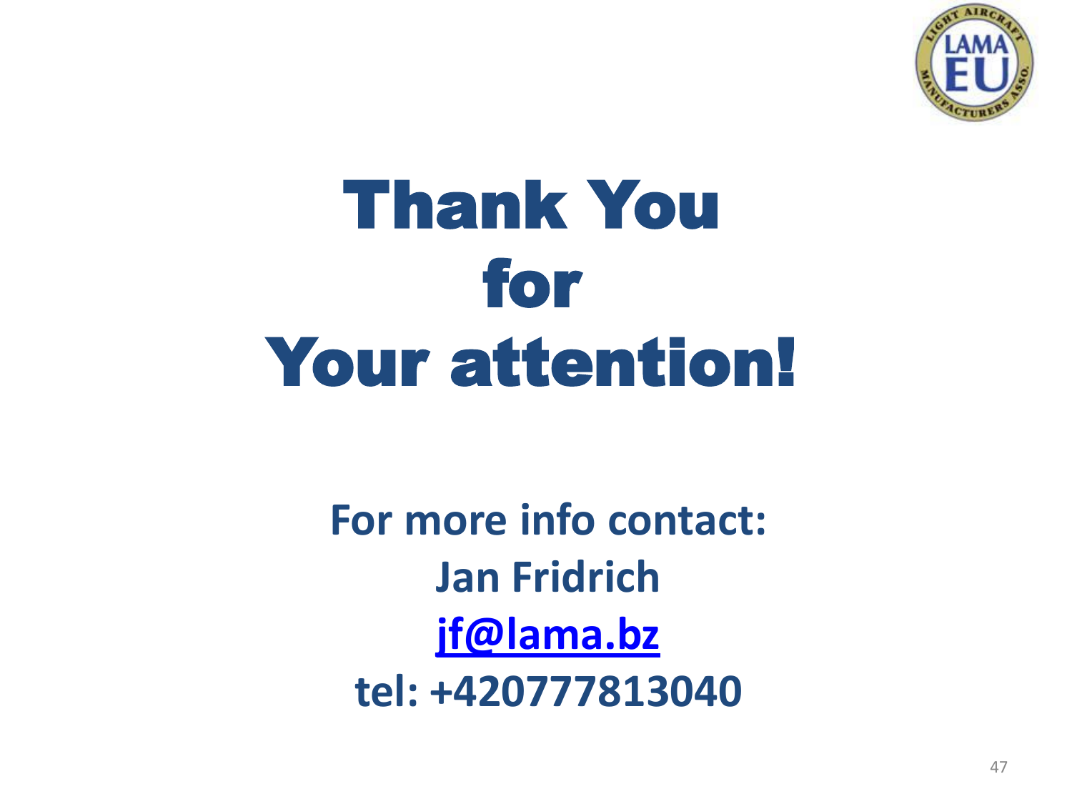# Thank You for Your attention!

**For more info contact:**
**Jan Fridrich**
**[jf@lama.bz](mailto:jf@lama.bz)**
**tel: +420777813040**